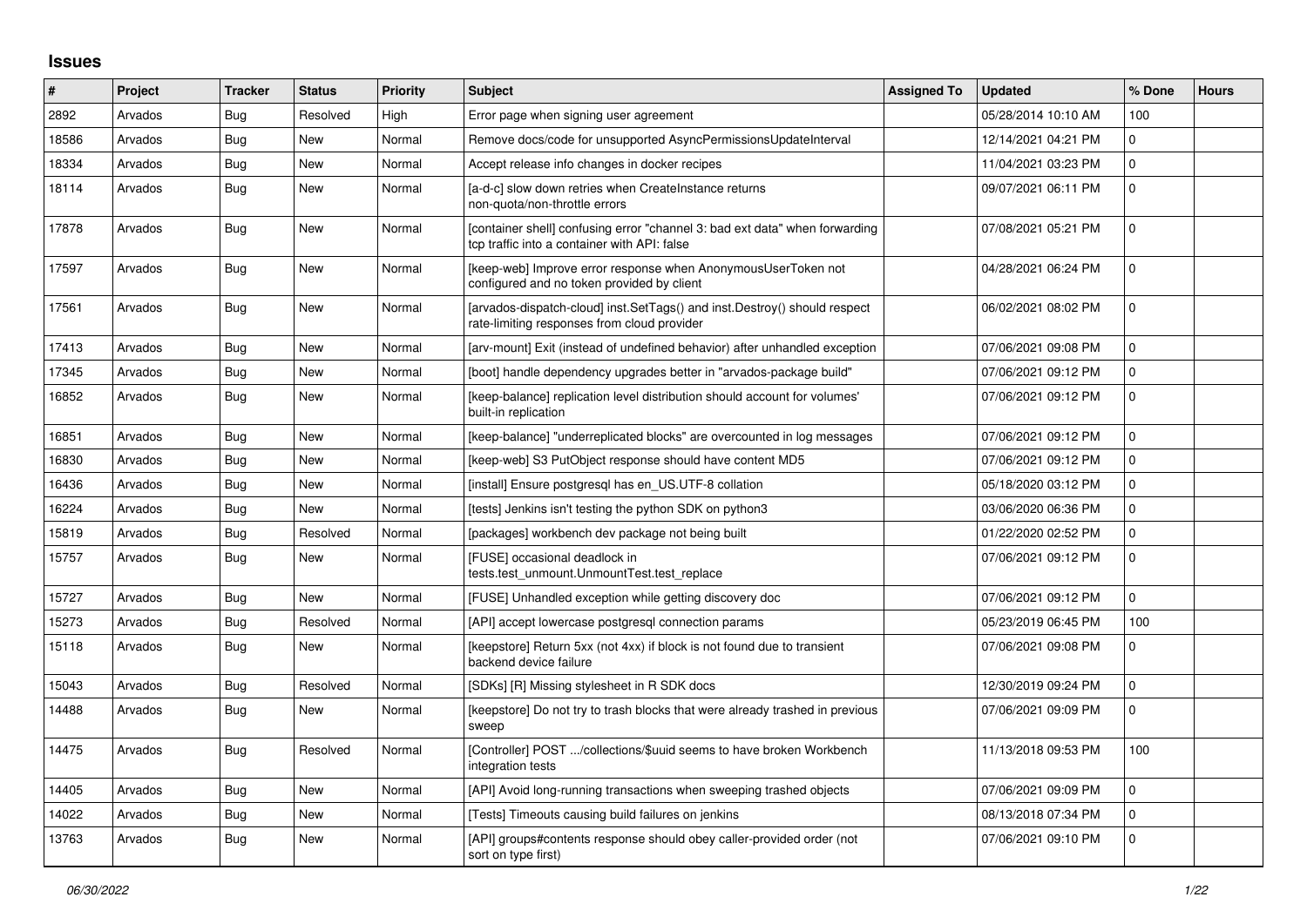# Issues

| # | Project | Tracker | Status | Priority | Subject | Assigned To | Updated | % Done | Hours |
|---|---|---|---|---|---|---|---|---|---|
| 2892 | Arvados | Bug | Resolved | High | Error page when signing user agreement | | 05/28/2014 10:10 AM | 100 | |
| 18586 | Arvados | Bug | New | Normal | Remove docs/code for unsupported AsyncPermissionsUpdateInterval | | 12/14/2021 04:21 PM | 0 | |
| 18334 | Arvados | Bug | New | Normal | Accept release info changes in docker recipes | | 11/04/2021 03:23 PM | 0 | |
| 18114 | Arvados | Bug | New | Normal | [a-d-c] slow down retries when CreateInstance returns non-quota/non-throttle errors | | 09/07/2021 06:11 PM | 0 | |
| 17878 | Arvados | Bug | New | Normal | [container shell] confusing error "channel 3: bad ext data" when forwarding tcp traffic into a container with API: false | | 07/08/2021 05:21 PM | 0 | |
| 17597 | Arvados | Bug | New | Normal | [keep-web] Improve error response when AnonymousUserToken not configured and no token provided by client | | 04/28/2021 06:24 PM | 0 | |
| 17561 | Arvados | Bug | New | Normal | [arvados-dispatch-cloud] inst.SetTags() and inst.Destroy() should respect rate-limiting responses from cloud provider | | 06/02/2021 08:02 PM | 0 | |
| 17413 | Arvados | Bug | New | Normal | [arv-mount] Exit (instead of undefined behavior) after unhandled exception | | 07/06/2021 09:08 PM | 0 | |
| 17345 | Arvados | Bug | New | Normal | [boot] handle dependency upgrades better in "arvados-package build" | | 07/06/2021 09:12 PM | 0 | |
| 16852 | Arvados | Bug | New | Normal | [keep-balance] replication level distribution should account for volumes' built-in replication | | 07/06/2021 09:12 PM | 0 | |
| 16851 | Arvados | Bug | New | Normal | [keep-balance] "underreplicated blocks" are overcounted in log messages | | 07/06/2021 09:12 PM | 0 | |
| 16830 | Arvados | Bug | New | Normal | [keep-web] S3 PutObject response should have content MD5 | | 07/06/2021 09:12 PM | 0 | |
| 16436 | Arvados | Bug | New | Normal | [install] Ensure postgresql has en_US.UTF-8 collation | | 05/18/2020 03:12 PM | 0 | |
| 16224 | Arvados | Bug | New | Normal | [tests] Jenkins isn't testing the python SDK on python3 | | 03/06/2020 06:36 PM | 0 | |
| 15819 | Arvados | Bug | Resolved | Normal | [packages] workbench dev package not being built | | 01/22/2020 02:52 PM | 0 | |
| 15757 | Arvados | Bug | New | Normal | [FUSE] occasional deadlock in tests.test_unmount.UnmountTest.test_replace | | 07/06/2021 09:12 PM | 0 | |
| 15727 | Arvados | Bug | New | Normal | [FUSE] Unhandled exception while getting discovery doc | | 07/06/2021 09:12 PM | 0 | |
| 15273 | Arvados | Bug | Resolved | Normal | [API] accept lowercase postgresql connection params | | 05/23/2019 06:45 PM | 100 | |
| 15118 | Arvados | Bug | New | Normal | [keepstore] Return 5xx (not 4xx) if block is not found due to transient backend device failure | | 07/06/2021 09:08 PM | 0 | |
| 15043 | Arvados | Bug | Resolved | Normal | [SDKs] [R] Missing stylesheet in R SDK docs | | 12/30/2019 09:24 PM | 0 | |
| 14488 | Arvados | Bug | New | Normal | [keepstore] Do not try to trash blocks that were already trashed in previous sweep | | 07/06/2021 09:09 PM | 0 | |
| 14475 | Arvados | Bug | Resolved | Normal | [Controller] POST .../collections/$uuid seems to have broken Workbench integration tests | | 11/13/2018 09:53 PM | 100 | |
| 14405 | Arvados | Bug | New | Normal | [API] Avoid long-running transactions when sweeping trashed objects | | 07/06/2021 09:09 PM | 0 | |
| 14022 | Arvados | Bug | New | Normal | [Tests] Timeouts causing build failures on jenkins | | 08/13/2018 07:34 PM | 0 | |
| 13763 | Arvados | Bug | New | Normal | [API] groups#contents response should obey caller-provided order (not sort on type first) | | 07/06/2021 09:10 PM | 0 | |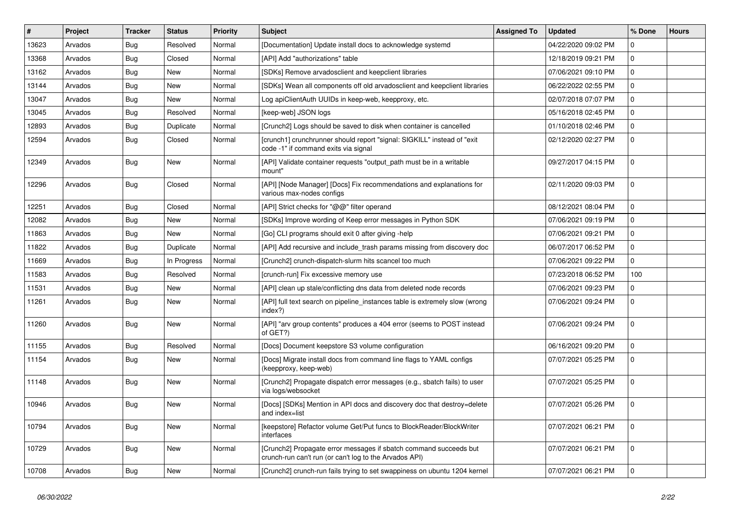| # | Project | Tracker | Status | Priority | Subject | Assigned To | Updated | % Done | Hours |
|---|---|---|---|---|---|---|---|---|---|
| 13623 | Arvados | Bug | Resolved | Normal | [Documentation] Update install docs to acknowledge systemd | | 04/22/2020 09:02 PM | 0 | |
| 13368 | Arvados | Bug | Closed | Normal | [API] Add "authorizations" table | | 12/18/2019 09:21 PM | 0 | |
| 13162 | Arvados | Bug | New | Normal | [SDKs] Remove arvadosclient and keepclient libraries | | 07/06/2021 09:10 PM | 0 | |
| 13144 | Arvados | Bug | New | Normal | [SDKs] Wean all components off old arvadosclient and keepclient libraries | | 06/22/2022 02:55 PM | 0 | |
| 13047 | Arvados | Bug | New | Normal | Log apiClientAuth UUIDs in keep-web, keepproxy, etc. | | 02/07/2018 07:07 PM | 0 | |
| 13045 | Arvados | Bug | Resolved | Normal | [keep-web] JSON logs | | 05/16/2018 02:45 PM | 0 | |
| 12893 | Arvados | Bug | Duplicate | Normal | [Crunch2] Logs should be saved to disk when container is cancelled | | 01/10/2018 02:46 PM | 0 | |
| 12594 | Arvados | Bug | Closed | Normal | [crunch1] crunchrunner should report "signal: SIGKILL" instead of "exit code -1" if command exits via signal | | 02/12/2020 02:27 PM | 0 | |
| 12349 | Arvados | Bug | New | Normal | [API] Validate container requests "output_path must be in a writable mount" | | 09/27/2017 04:15 PM | 0 | |
| 12296 | Arvados | Bug | Closed | Normal | [API] [Node Manager] [Docs] Fix recommendations and explanations for various max-nodes configs | | 02/11/2020 09:03 PM | 0 | |
| 12251 | Arvados | Bug | Closed | Normal | [API] Strict checks for "@@" filter operand | | 08/12/2021 08:04 PM | 0 | |
| 12082 | Arvados | Bug | New | Normal | [SDKs] Improve wording of Keep error messages in Python SDK | | 07/06/2021 09:19 PM | 0 | |
| 11863 | Arvados | Bug | New | Normal | [Go] CLI programs should exit 0 after giving -help | | 07/06/2021 09:21 PM | 0 | |
| 11822 | Arvados | Bug | Duplicate | Normal | [API] Add recursive and include_trash params missing from discovery doc | | 06/07/2017 06:52 PM | 0 | |
| 11669 | Arvados | Bug | In Progress | Normal | [Crunch2] crunch-dispatch-slurm hits scancel too much | | 07/06/2021 09:22 PM | 0 | |
| 11583 | Arvados | Bug | Resolved | Normal | [crunch-run] Fix excessive memory use | | 07/23/2018 06:52 PM | 100 | |
| 11531 | Arvados | Bug | New | Normal | [API] clean up stale/conflicting dns data from deleted node records | | 07/06/2021 09:23 PM | 0 | |
| 11261 | Arvados | Bug | New | Normal | [API] full text search on pipeline_instances table is extremely slow (wrong index?) | | 07/06/2021 09:24 PM | 0 | |
| 11260 | Arvados | Bug | New | Normal | [API] "arv group contents" produces a 404 error (seems to POST instead of GET?) | | 07/06/2021 09:24 PM | 0 | |
| 11155 | Arvados | Bug | Resolved | Normal | [Docs] Document keepstore S3 volume configuration | | 06/16/2021 09:20 PM | 0 | |
| 11154 | Arvados | Bug | New | Normal | [Docs] Migrate install docs from command line flags to YAML configs (keepproxy, keep-web) | | 07/07/2021 05:25 PM | 0 | |
| 11148 | Arvados | Bug | New | Normal | [Crunch2] Propagate dispatch error messages (e.g., sbatch fails) to user via logs/websocket | | 07/07/2021 05:25 PM | 0 | |
| 10946 | Arvados | Bug | New | Normal | [Docs] [SDKs] Mention in API docs and discovery doc that destroy=delete and index=list | | 07/07/2021 05:26 PM | 0 | |
| 10794 | Arvados | Bug | New | Normal | [keepstore] Refactor volume Get/Put funcs to BlockReader/BlockWriter interfaces | | 07/07/2021 06:21 PM | 0 | |
| 10729 | Arvados | Bug | New | Normal | [Crunch2] Propagate error messages if sbatch command succeeds but crunch-run can't run (or can't log to the Arvados API) | | 07/07/2021 06:21 PM | 0 | |
| 10708 | Arvados | Bug | New | Normal | [Crunch2] crunch-run fails trying to set swappiness on ubuntu 1204 kernel | | 07/07/2021 06:21 PM | 0 | |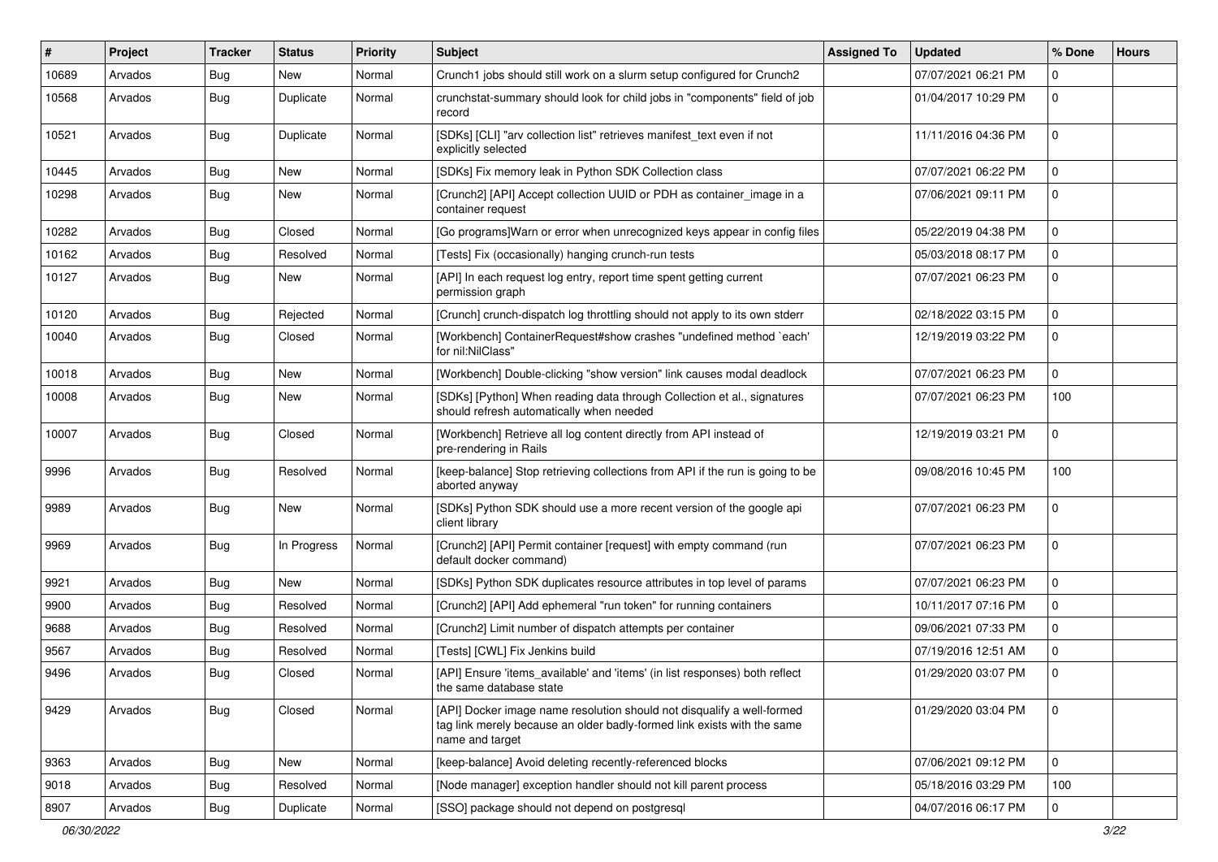| # | Project | Tracker | Status | Priority | Subject | Assigned To | Updated | % Done | Hours |
|---|---|---|---|---|---|---|---|---|---|
| 10689 | Arvados | Bug | New | Normal | Crunch1 jobs should still work on a slurm setup configured for Crunch2 | | 07/07/2021 06:21 PM | 0 | |
| 10568 | Arvados | Bug | Duplicate | Normal | crunchstat-summary should look for child jobs in "components" field of job record | | 01/04/2017 10:29 PM | 0 | |
| 10521 | Arvados | Bug | Duplicate | Normal | [SDKs] [CLI] "arv collection list" retrieves manifest_text even if not explicitly selected | | 11/11/2016 04:36 PM | 0 | |
| 10445 | Arvados | Bug | New | Normal | [SDKs] Fix memory leak in Python SDK Collection class | | 07/07/2021 06:22 PM | 0 | |
| 10298 | Arvados | Bug | New | Normal | [Crunch2] [API] Accept collection UUID or PDH as container_image in a container request | | 07/06/2021 09:11 PM | 0 | |
| 10282 | Arvados | Bug | Closed | Normal | [Go programs]Warn or error when unrecognized keys appear in config files | | 05/22/2019 04:38 PM | 0 | |
| 10162 | Arvados | Bug | Resolved | Normal | [Tests] Fix (occasionally) hanging crunch-run tests | | 05/03/2018 08:17 PM | 0 | |
| 10127 | Arvados | Bug | New | Normal | [API] In each request log entry, report time spent getting current permission graph | | 07/07/2021 06:23 PM | 0 | |
| 10120 | Arvados | Bug | Rejected | Normal | [Crunch] crunch-dispatch log throttling should not apply to its own stderr | | 02/18/2022 03:15 PM | 0 | |
| 10040 | Arvados | Bug | Closed | Normal | [Workbench] ContainerRequest#show crashes "undefined method `each' for nil:NilClass" | | 12/19/2019 03:22 PM | 0 | |
| 10018 | Arvados | Bug | New | Normal | [Workbench] Double-clicking "show version" link causes modal deadlock | | 07/07/2021 06:23 PM | 0 | |
| 10008 | Arvados | Bug | New | Normal | [SDKs] [Python] When reading data through Collection et al., signatures should refresh automatically when needed | | 07/07/2021 06:23 PM | 100 | |
| 10007 | Arvados | Bug | Closed | Normal | [Workbench] Retrieve all log content directly from API instead of pre-rendering in Rails | | 12/19/2019 03:21 PM | 0 | |
| 9996 | Arvados | Bug | Resolved | Normal | [keep-balance] Stop retrieving collections from API if the run is going to be aborted anyway | | 09/08/2016 10:45 PM | 100 | |
| 9989 | Arvados | Bug | New | Normal | [SDKs] Python SDK should use a more recent version of the google api client library | | 07/07/2021 06:23 PM | 0 | |
| 9969 | Arvados | Bug | In Progress | Normal | [Crunch2] [API] Permit container [request] with empty command (run default docker command) | | 07/07/2021 06:23 PM | 0 | |
| 9921 | Arvados | Bug | New | Normal | [SDKs] Python SDK duplicates resource attributes in top level of params | | 07/07/2021 06:23 PM | 0 | |
| 9900 | Arvados | Bug | Resolved | Normal | [Crunch2] [API] Add ephemeral "run token" for running containers | | 10/11/2017 07:16 PM | 0 | |
| 9688 | Arvados | Bug | Resolved | Normal | [Crunch2] Limit number of dispatch attempts per container | | 09/06/2021 07:33 PM | 0 | |
| 9567 | Arvados | Bug | Resolved | Normal | [Tests] [CWL] Fix Jenkins build | | 07/19/2016 12:51 AM | 0 | |
| 9496 | Arvados | Bug | Closed | Normal | [API] Ensure 'items_available' and 'items' (in list responses) both reflect the same database state | | 01/29/2020 03:07 PM | 0 | |
| 9429 | Arvados | Bug | Closed | Normal | [API] Docker image name resolution should not disqualify a well-formed tag link merely because an older badly-formed link exists with the same name and target | | 01/29/2020 03:04 PM | 0 | |
| 9363 | Arvados | Bug | New | Normal | [keep-balance] Avoid deleting recently-referenced blocks | | 07/06/2021 09:12 PM | 0 | |
| 9018 | Arvados | Bug | Resolved | Normal | [Node manager] exception handler should not kill parent process | | 05/18/2016 03:29 PM | 100 | |
| 8907 | Arvados | Bug | Duplicate | Normal | [SSO] package should not depend on postgresql | | 04/07/2016 06:17 PM | 0 | |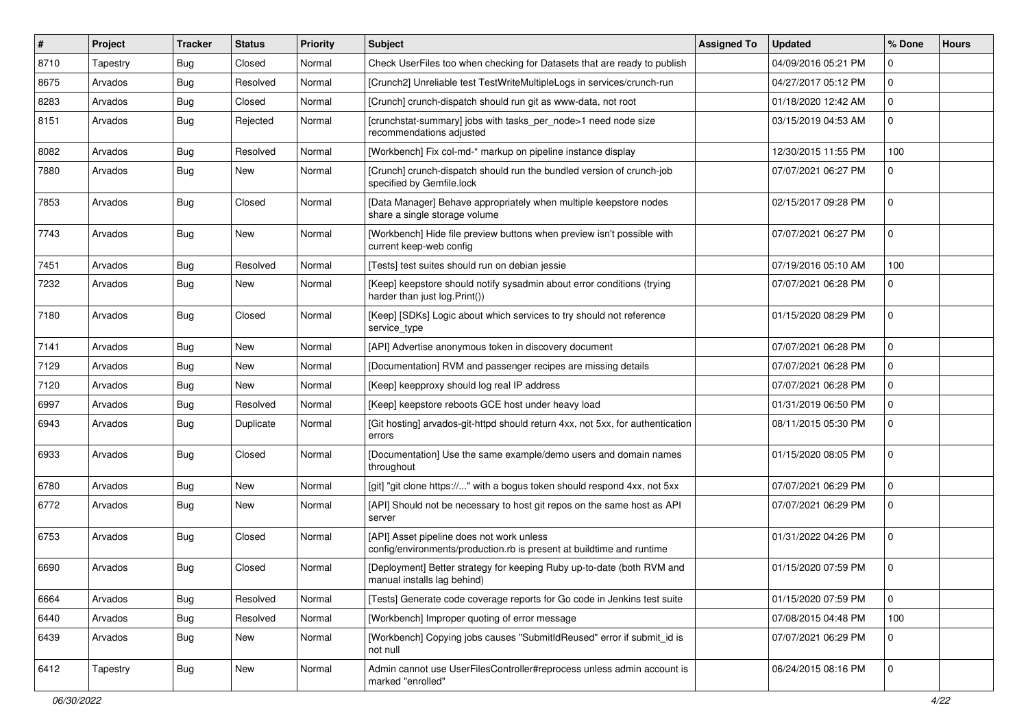| # | Project | Tracker | Status | Priority | Subject | Assigned To | Updated | % Done | Hours |
|---|---|---|---|---|---|---|---|---|---|
| 8710 | Tapestry | Bug | Closed | Normal | Check UserFiles too when checking for Datasets that are ready to publish | | 04/09/2016 05:21 PM | 0 | |
| 8675 | Arvados | Bug | Resolved | Normal | [Crunch2] Unreliable test TestWriteMultipleLogs in services/crunch-run | | 04/27/2017 05:12 PM | 0 | |
| 8283 | Arvados | Bug | Closed | Normal | [Crunch] crunch-dispatch should run git as www-data, not root | | 01/18/2020 12:42 AM | 0 | |
| 8151 | Arvados | Bug | Rejected | Normal | [crunchstat-summary] jobs with tasks_per_node>1 need node size recommendations adjusted | | 03/15/2019 04:53 AM | 0 | |
| 8082 | Arvados | Bug | Resolved | Normal | [Workbench] Fix col-md-* markup on pipeline instance display | | 12/30/2015 11:55 PM | 100 | |
| 7880 | Arvados | Bug | New | Normal | [Crunch] crunch-dispatch should run the bundled version of crunch-job specified by Gemfile.lock | | 07/07/2021 06:27 PM | 0 | |
| 7853 | Arvados | Bug | Closed | Normal | [Data Manager] Behave appropriately when multiple keepstore nodes share a single storage volume | | 02/15/2017 09:28 PM | 0 | |
| 7743 | Arvados | Bug | New | Normal | [Workbench] Hide file preview buttons when preview isn't possible with current keep-web config | | 07/07/2021 06:27 PM | 0 | |
| 7451 | Arvados | Bug | Resolved | Normal | [Tests] test suites should run on debian jessie | | 07/19/2016 05:10 AM | 100 | |
| 7232 | Arvados | Bug | New | Normal | [Keep] keepstore should notify sysadmin about error conditions (trying harder than just log.Print()) | | 07/07/2021 06:28 PM | 0 | |
| 7180 | Arvados | Bug | Closed | Normal | [Keep] [SDKs] Logic about which services to try should not reference service_type | | 01/15/2020 08:29 PM | 0 | |
| 7141 | Arvados | Bug | New | Normal | [API] Advertise anonymous token in discovery document | | 07/07/2021 06:28 PM | 0 | |
| 7129 | Arvados | Bug | New | Normal | [Documentation] RVM and passenger recipes are missing details | | 07/07/2021 06:28 PM | 0 | |
| 7120 | Arvados | Bug | New | Normal | [Keep] keepproxy should log real IP address | | 07/07/2021 06:28 PM | 0 | |
| 6997 | Arvados | Bug | Resolved | Normal | [Keep] keepstore reboots GCE host under heavy load | | 01/31/2019 06:50 PM | 0 | |
| 6943 | Arvados | Bug | Duplicate | Normal | [Git hosting] arvados-git-httpd should return 4xx, not 5xx, for authentication errors | | 08/11/2015 05:30 PM | 0 | |
| 6933 | Arvados | Bug | Closed | Normal | [Documentation] Use the same example/demo users and domain names throughout | | 01/15/2020 08:05 PM | 0 | |
| 6780 | Arvados | Bug | New | Normal | [git] "git clone https://..." with a bogus token should respond 4xx, not 5xx | | 07/07/2021 06:29 PM | 0 | |
| 6772 | Arvados | Bug | New | Normal | [API] Should not be necessary to host git repos on the same host as API server | | 07/07/2021 06:29 PM | 0 | |
| 6753 | Arvados | Bug | Closed | Normal | [API] Asset pipeline does not work unless config/environments/production.rb is present at buildtime and runtime | | 01/31/2022 04:26 PM | 0 | |
| 6690 | Arvados | Bug | Closed | Normal | [Deployment] Better strategy for keeping Ruby up-to-date (both RVM and manual installs lag behind) | | 01/15/2020 07:59 PM | 0 | |
| 6664 | Arvados | Bug | Resolved | Normal | [Tests] Generate code coverage reports for Go code in Jenkins test suite | | 01/15/2020 07:59 PM | 0 | |
| 6440 | Arvados | Bug | Resolved | Normal | [Workbench] Improper quoting of error message | | 07/08/2015 04:48 PM | 100 | |
| 6439 | Arvados | Bug | New | Normal | [Workbench] Copying jobs causes "SubmitIdReused" error if submit_id is not null | | 07/07/2021 06:29 PM | 0 | |
| 6412 | Tapestry | Bug | New | Normal | Admin cannot use UserFilesController#reprocess unless admin account is marked "enrolled" | | 06/24/2015 08:16 PM | 0 | |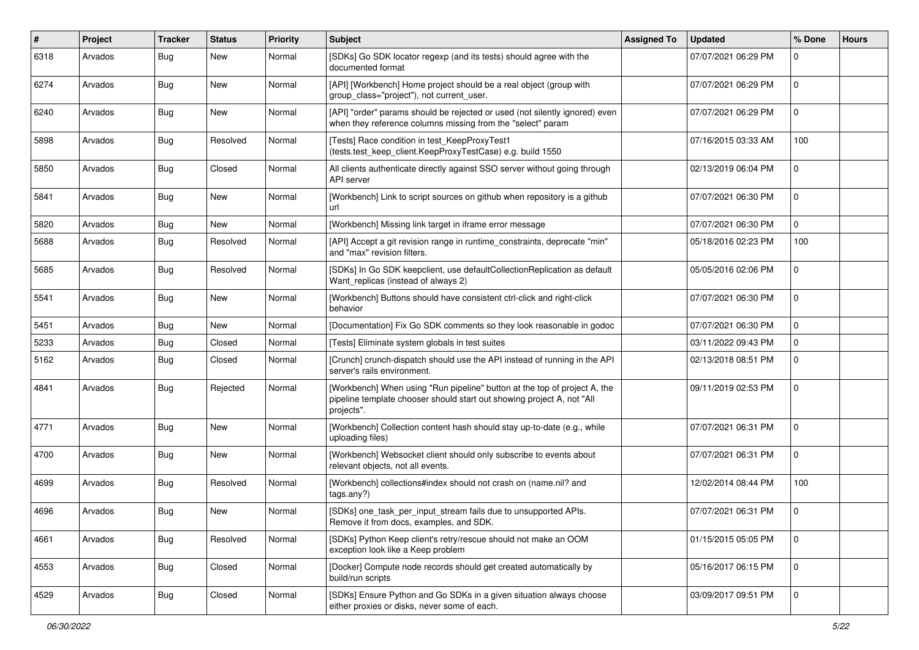| # | Project | Tracker | Status | Priority | Subject | Assigned To | Updated | % Done | Hours |
|---|---|---|---|---|---|---|---|---|---|
| 6318 | Arvados | Bug | New | Normal | [SDKs] Go SDK locator regexp (and its tests) should agree with the documented format | | 07/07/2021 06:29 PM | 0 | |
| 6274 | Arvados | Bug | New | Normal | [API] [Workbench] Home project should be a real object (group with group_class="project"), not current_user. | | 07/07/2021 06:29 PM | 0 | |
| 6240 | Arvados | Bug | New | Normal | [API] "order" params should be rejected or used (not silently ignored) even when they reference columns missing from the "select" param | | 07/07/2021 06:29 PM | 0 | |
| 5898 | Arvados | Bug | Resolved | Normal | [Tests] Race condition in test_KeepProxyTest1 (tests.test_keep_client.KeepProxyTestCase) e.g. build 1550 | | 07/16/2015 03:33 AM | 100 | |
| 5850 | Arvados | Bug | Closed | Normal | All clients authenticate directly against SSO server without going through API server | | 02/13/2019 06:04 PM | 0 | |
| 5841 | Arvados | Bug | New | Normal | [Workbench] Link to script sources on github when repository is a github url | | 07/07/2021 06:30 PM | 0 | |
| 5820 | Arvados | Bug | New | Normal | [Workbench] Missing link target in iframe error message | | 07/07/2021 06:30 PM | 0 | |
| 5688 | Arvados | Bug | Resolved | Normal | [API] Accept a git revision range in runtime_constraints, deprecate "min" and "max" revision filters. | | 05/18/2016 02:23 PM | 100 | |
| 5685 | Arvados | Bug | Resolved | Normal | [SDKs] In Go SDK keepclient, use defaultCollectionReplication as default Want_replicas (instead of always 2) | | 05/05/2016 02:06 PM | 0 | |
| 5541 | Arvados | Bug | New | Normal | [Workbench] Buttons should have consistent ctrl-click and right-click behavior | | 07/07/2021 06:30 PM | 0 | |
| 5451 | Arvados | Bug | New | Normal | [Documentation] Fix Go SDK comments so they look reasonable in godoc | | 07/07/2021 06:30 PM | 0 | |
| 5233 | Arvados | Bug | Closed | Normal | [Tests] Eliminate system globals in test suites | | 03/11/2022 09:43 PM | 0 | |
| 5162 | Arvados | Bug | Closed | Normal | [Crunch] crunch-dispatch should use the API instead of running in the API server's rails environment. | | 02/13/2018 08:51 PM | 0 | |
| 4841 | Arvados | Bug | Rejected | Normal | [Workbench] When using "Run pipeline" button at the top of project A, the pipeline template chooser should start out showing project A, not "All projects". | | 09/11/2019 02:53 PM | 0 | |
| 4771 | Arvados | Bug | New | Normal | [Workbench] Collection content hash should stay up-to-date (e.g., while uploading files) | | 07/07/2021 06:31 PM | 0 | |
| 4700 | Arvados | Bug | New | Normal | [Workbench] Websocket client should only subscribe to events about relevant objects, not all events. | | 07/07/2021 06:31 PM | 0 | |
| 4699 | Arvados | Bug | Resolved | Normal | [Workbench] collections#index should not crash on (name.nil? and tags.any?) | | 12/02/2014 08:44 PM | 100 | |
| 4696 | Arvados | Bug | New | Normal | [SDKs] one_task_per_input_stream fails due to unsupported APIs. Remove it from docs, examples, and SDK. | | 07/07/2021 06:31 PM | 0 | |
| 4661 | Arvados | Bug | Resolved | Normal | [SDKs] Python Keep client's retry/rescue should not make an OOM exception look like a Keep problem | | 01/15/2015 05:05 PM | 0 | |
| 4553 | Arvados | Bug | Closed | Normal | [Docker] Compute node records should get created automatically by build/run scripts | | 05/16/2017 06:15 PM | 0 | |
| 4529 | Arvados | Bug | Closed | Normal | [SDKs] Ensure Python and Go SDKs in a given situation always choose either proxies or disks, never some of each. | | 03/09/2017 09:51 PM | 0 | |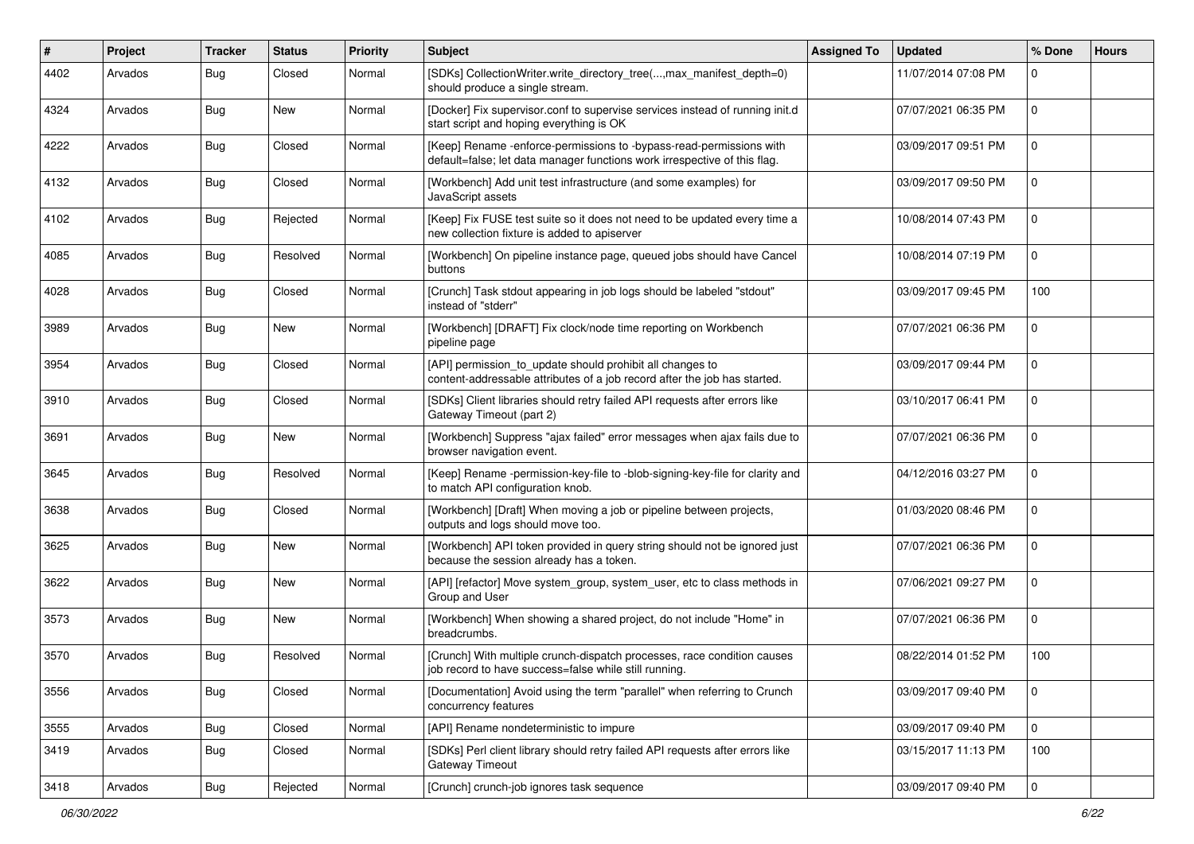| # | Project | Tracker | Status | Priority | Subject | Assigned To | Updated | % Done | Hours |
|---|---|---|---|---|---|---|---|---|---|
| 4402 | Arvados | Bug | Closed | Normal | [SDKs] CollectionWriter.write_directory_tree(...,max_manifest_depth=0) should produce a single stream. | | 11/07/2014 07:08 PM | 0 | |
| 4324 | Arvados | Bug | New | Normal | [Docker] Fix supervisor.conf to supervise services instead of running init.d start script and hoping everything is OK | | 07/07/2021 06:35 PM | 0 | |
| 4222 | Arvados | Bug | Closed | Normal | [Keep] Rename -enforce-permissions to -bypass-read-permissions with default=false; let data manager functions work irrespective of this flag. | | 03/09/2017 09:51 PM | 0 | |
| 4132 | Arvados | Bug | Closed | Normal | [Workbench] Add unit test infrastructure (and some examples) for JavaScript assets | | 03/09/2017 09:50 PM | 0 | |
| 4102 | Arvados | Bug | Rejected | Normal | [Keep] Fix FUSE test suite so it does not need to be updated every time a new collection fixture is added to apiserver | | 10/08/2014 07:43 PM | 0 | |
| 4085 | Arvados | Bug | Resolved | Normal | [Workbench] On pipeline instance page, queued jobs should have Cancel buttons | | 10/08/2014 07:19 PM | 0 | |
| 4028 | Arvados | Bug | Closed | Normal | [Crunch] Task stdout appearing in job logs should be labeled "stdout" instead of "stderr" | | 03/09/2017 09:45 PM | 100 | |
| 3989 | Arvados | Bug | New | Normal | [Workbench] [DRAFT] Fix clock/node time reporting on Workbench pipeline page | | 07/07/2021 06:36 PM | 0 | |
| 3954 | Arvados | Bug | Closed | Normal | [API] permission_to_update should prohibit all changes to content-addressable attributes of a job record after the job has started. | | 03/09/2017 09:44 PM | 0 | |
| 3910 | Arvados | Bug | Closed | Normal | [SDKs] Client libraries should retry failed API requests after errors like Gateway Timeout (part 2) | | 03/10/2017 06:41 PM | 0 | |
| 3691 | Arvados | Bug | New | Normal | [Workbench] Suppress "ajax failed" error messages when ajax fails due to browser navigation event. | | 07/07/2021 06:36 PM | 0 | |
| 3645 | Arvados | Bug | Resolved | Normal | [Keep] Rename -permission-key-file to -blob-signing-key-file for clarity and to match API configuration knob. | | 04/12/2016 03:27 PM | 0 | |
| 3638 | Arvados | Bug | Closed | Normal | [Workbench] [Draft] When moving a job or pipeline between projects, outputs and logs should move too. | | 01/03/2020 08:46 PM | 0 | |
| 3625 | Arvados | Bug | New | Normal | [Workbench] API token provided in query string should not be ignored just because the session already has a token. | | 07/07/2021 06:36 PM | 0 | |
| 3622 | Arvados | Bug | New | Normal | [API] [refactor] Move system_group, system_user, etc to class methods in Group and User | | 07/06/2021 09:27 PM | 0 | |
| 3573 | Arvados | Bug | New | Normal | [Workbench] When showing a shared project, do not include "Home" in breadcrumbs. | | 07/07/2021 06:36 PM | 0 | |
| 3570 | Arvados | Bug | Resolved | Normal | [Crunch] With multiple crunch-dispatch processes, race condition causes job record to have success=false while still running. | | 08/22/2014 01:52 PM | 100 | |
| 3556 | Arvados | Bug | Closed | Normal | [Documentation] Avoid using the term "parallel" when referring to Crunch concurrency features | | 03/09/2017 09:40 PM | 0 | |
| 3555 | Arvados | Bug | Closed | Normal | [API] Rename nondeterministic to impure | | 03/09/2017 09:40 PM | 0 | |
| 3419 | Arvados | Bug | Closed | Normal | [SDKs] Perl client library should retry failed API requests after errors like Gateway Timeout | | 03/15/2017 11:13 PM | 100 | |
| 3418 | Arvados | Bug | Rejected | Normal | [Crunch] crunch-job ignores task sequence | | 03/09/2017 09:40 PM | 0 | |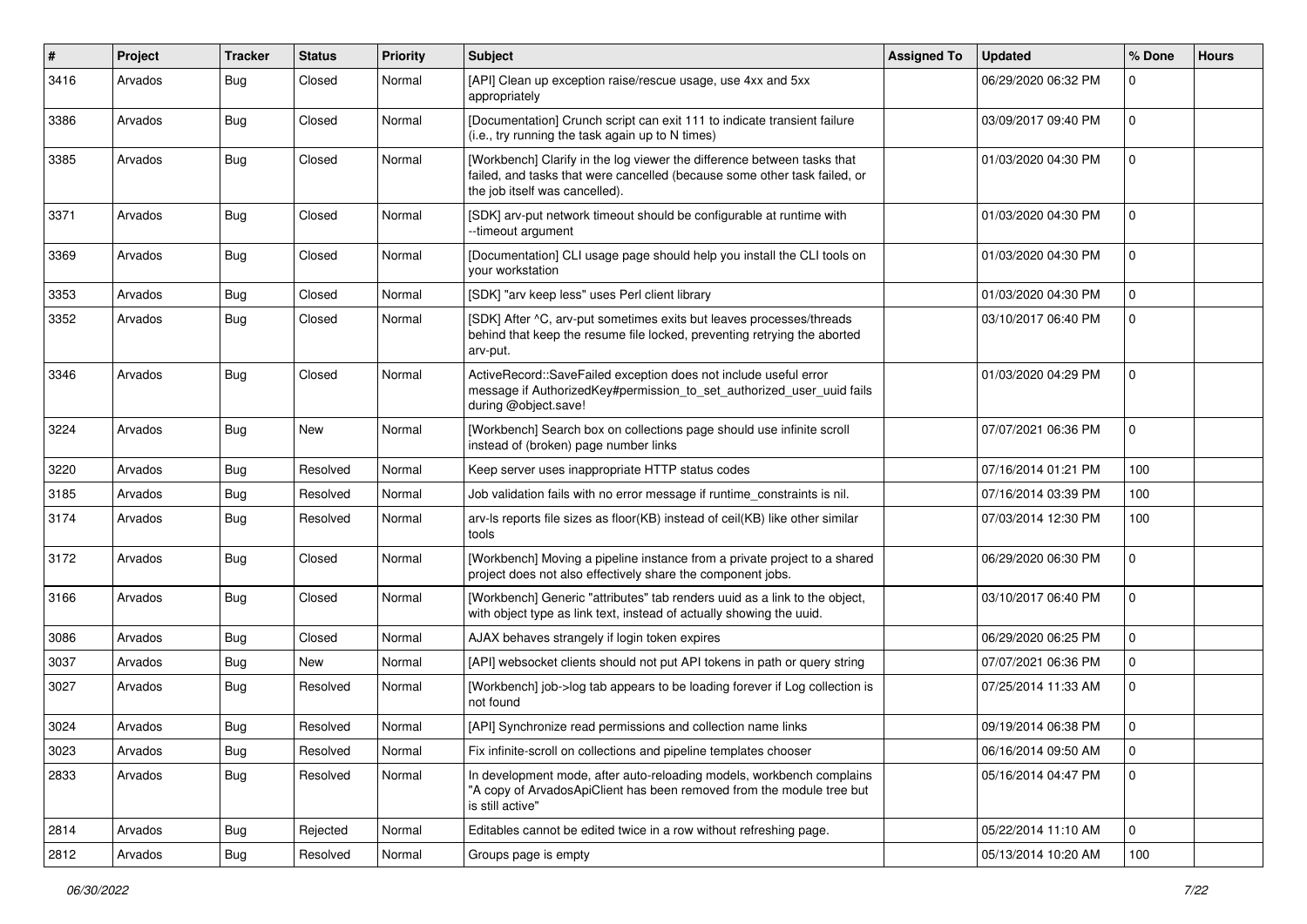| # | Project | Tracker | Status | Priority | Subject | Assigned To | Updated | % Done | Hours |
|---|---|---|---|---|---|---|---|---|---|
| 3416 | Arvados | Bug | Closed | Normal | [API] Clean up exception raise/rescue usage, use 4xx and 5xx appropriately | | 06/29/2020 06:32 PM | 0 | |
| 3386 | Arvados | Bug | Closed | Normal | [Documentation] Crunch script can exit 111 to indicate transient failure (i.e., try running the task again up to N times) | | 03/09/2017 09:40 PM | 0 | |
| 3385 | Arvados | Bug | Closed | Normal | [Workbench] Clarify in the log viewer the difference between tasks that failed, and tasks that were cancelled (because some other task failed, or the job itself was cancelled). | | 01/03/2020 04:30 PM | 0 | |
| 3371 | Arvados | Bug | Closed | Normal | [SDK] arv-put network timeout should be configurable at runtime with --timeout argument | | 01/03/2020 04:30 PM | 0 | |
| 3369 | Arvados | Bug | Closed | Normal | [Documentation] CLI usage page should help you install the CLI tools on your workstation | | 01/03/2020 04:30 PM | 0 | |
| 3353 | Arvados | Bug | Closed | Normal | [SDK] "arv keep less" uses Perl client library | | 01/03/2020 04:30 PM | 0 | |
| 3352 | Arvados | Bug | Closed | Normal | [SDK] After ^C, arv-put sometimes exits but leaves processes/threads behind that keep the resume file locked, preventing retrying the aborted arv-put. | | 03/10/2017 06:40 PM | 0 | |
| 3346 | Arvados | Bug | Closed | Normal | ActiveRecord::SaveFailed exception does not include useful error message if AuthorizedKey#permission_to_set_authorized_user_uuid fails during @object.save! | | 01/03/2020 04:29 PM | 0 | |
| 3224 | Arvados | Bug | New | Normal | [Workbench] Search box on collections page should use infinite scroll instead of (broken) page number links | | 07/07/2021 06:36 PM | 0 | |
| 3220 | Arvados | Bug | Resolved | Normal | Keep server uses inappropriate HTTP status codes | | 07/16/2014 01:21 PM | 100 | |
| 3185 | Arvados | Bug | Resolved | Normal | Job validation fails with no error message if runtime_constraints is nil. | | 07/16/2014 03:39 PM | 100 | |
| 3174 | Arvados | Bug | Resolved | Normal | arv-ls reports file sizes as floor(KB) instead of ceil(KB) like other similar tools | | 07/03/2014 12:30 PM | 100 | |
| 3172 | Arvados | Bug | Closed | Normal | [Workbench] Moving a pipeline instance from a private project to a shared project does not also effectively share the component jobs. | | 06/29/2020 06:30 PM | 0 | |
| 3166 | Arvados | Bug | Closed | Normal | [Workbench] Generic "attributes" tab renders uuid as a link to the object, with object type as link text, instead of actually showing the uuid. | | 03/10/2017 06:40 PM | 0 | |
| 3086 | Arvados | Bug | Closed | Normal | AJAX behaves strangely if login token expires | | 06/29/2020 06:25 PM | 0 | |
| 3037 | Arvados | Bug | New | Normal | [API] websocket clients should not put API tokens in path or query string | | 07/07/2021 06:36 PM | 0 | |
| 3027 | Arvados | Bug | Resolved | Normal | [Workbench] job->log tab appears to be loading forever if Log collection is not found | | 07/25/2014 11:33 AM | 0 | |
| 3024 | Arvados | Bug | Resolved | Normal | [API] Synchronize read permissions and collection name links | | 09/19/2014 06:38 PM | 0 | |
| 3023 | Arvados | Bug | Resolved | Normal | Fix infinite-scroll on collections and pipeline templates chooser | | 06/16/2014 09:50 AM | 0 | |
| 2833 | Arvados | Bug | Resolved | Normal | In development mode, after auto-reloading models, workbench complains "A copy of ArvadosApiClient has been removed from the module tree but is still active" | | 05/16/2014 04:47 PM | 0 | |
| 2814 | Arvados | Bug | Rejected | Normal | Editables cannot be edited twice in a row without refreshing page. | | 05/22/2014 11:10 AM | 0 | |
| 2812 | Arvados | Bug | Resolved | Normal | Groups page is empty | | 05/13/2014 10:20 AM | 100 | |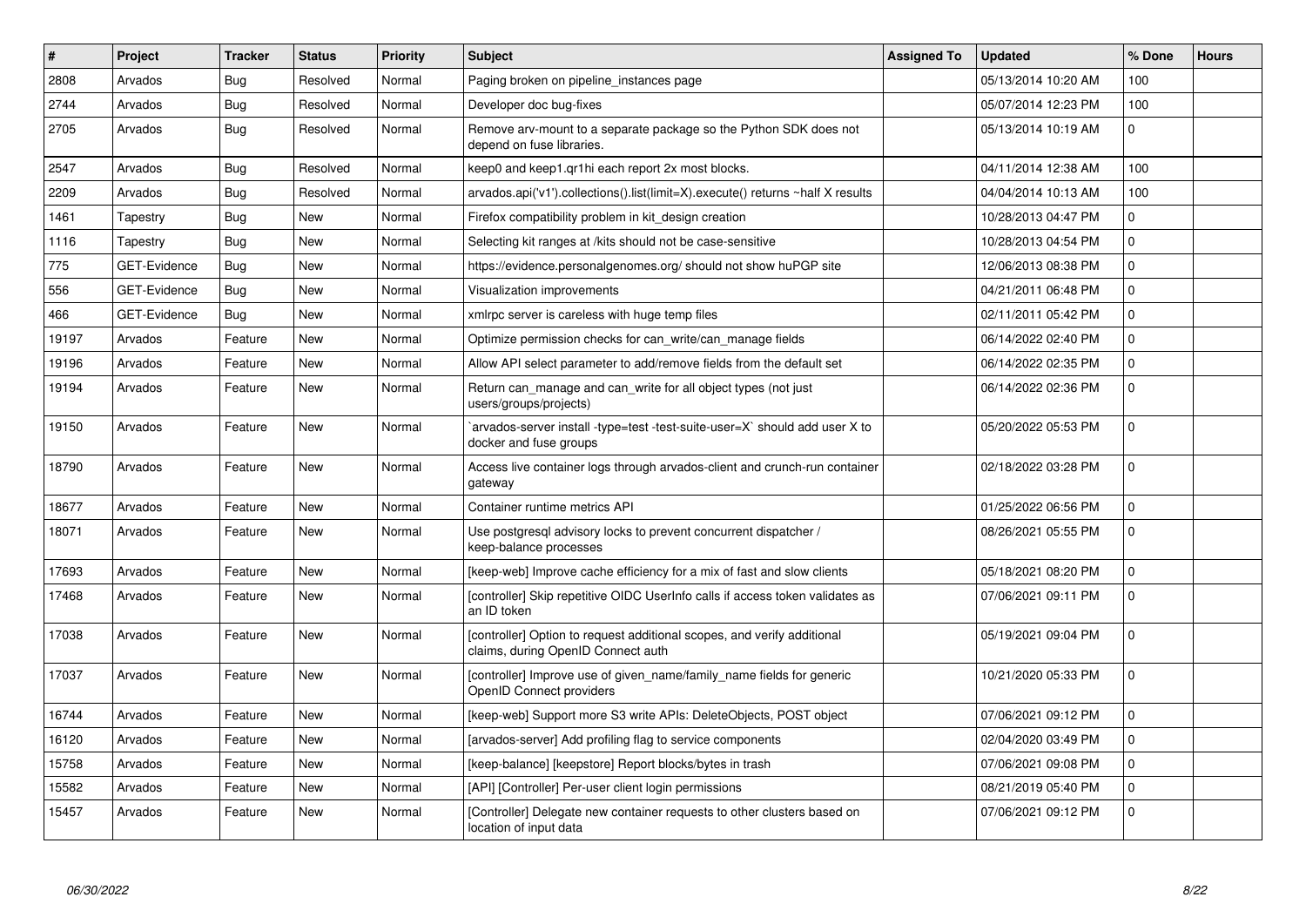| # | Project | Tracker | Status | Priority | Subject | Assigned To | Updated | % Done | Hours |
|---|---|---|---|---|---|---|---|---|---|
| 2808 | Arvados | Bug | Resolved | Normal | Paging broken on pipeline_instances page | | 05/13/2014 10:20 AM | 100 | |
| 2744 | Arvados | Bug | Resolved | Normal | Developer doc bug-fixes | | 05/07/2014 12:23 PM | 100 | |
| 2705 | Arvados | Bug | Resolved | Normal | Remove arv-mount to a separate package so the Python SDK does not depend on fuse libraries. | | 05/13/2014 10:19 AM | 0 | |
| 2547 | Arvados | Bug | Resolved | Normal | keep0 and keep1.qr1hi each report 2x most blocks. | | 04/11/2014 12:38 AM | 100 | |
| 2209 | Arvados | Bug | Resolved | Normal | arvados.api('v1').collections().list(limit=X).execute() returns ~half X results | | 04/04/2014 10:13 AM | 100 | |
| 1461 | Tapestry | Bug | New | Normal | Firefox compatibility problem in kit_design creation | | 10/28/2013 04:47 PM | 0 | |
| 1116 | Tapestry | Bug | New | Normal | Selecting kit ranges at /kits should not be case-sensitive | | 10/28/2013 04:54 PM | 0 | |
| 775 | GET-Evidence | Bug | New | Normal | https://evidence.personalgenomes.org/ should not show huPGP site | | 12/06/2013 08:38 PM | 0 | |
| 556 | GET-Evidence | Bug | New | Normal | Visualization improvements | | 04/21/2011 06:48 PM | 0 | |
| 466 | GET-Evidence | Bug | New | Normal | xmlrpc server is careless with huge temp files | | 02/11/2011 05:42 PM | 0 | |
| 19197 | Arvados | Feature | New | Normal | Optimize permission checks for can_write/can_manage fields | | 06/14/2022 02:40 PM | 0 | |
| 19196 | Arvados | Feature | New | Normal | Allow API select parameter to add/remove fields from the default set | | 06/14/2022 02:35 PM | 0 | |
| 19194 | Arvados | Feature | New | Normal | Return can_manage and can_write for all object types (not just users/groups/projects) | | 06/14/2022 02:36 PM | 0 | |
| 19150 | Arvados | Feature | New | Normal | `arvados-server install -type=test -test-suite-user=X` should add user X to docker and fuse groups | | 05/20/2022 05:53 PM | 0 | |
| 18790 | Arvados | Feature | New | Normal | Access live container logs through arvados-client and crunch-run container gateway | | 02/18/2022 03:28 PM | 0 | |
| 18677 | Arvados | Feature | New | Normal | Container runtime metrics API | | 01/25/2022 06:56 PM | 0 | |
| 18071 | Arvados | Feature | New | Normal | Use postgresql advisory locks to prevent concurrent dispatcher / keep-balance processes | | 08/26/2021 05:55 PM | 0 | |
| 17693 | Arvados | Feature | New | Normal | [keep-web] Improve cache efficiency for a mix of fast and slow clients | | 05/18/2021 08:20 PM | 0 | |
| 17468 | Arvados | Feature | New | Normal | [controller] Skip repetitive OIDC UserInfo calls if access token validates as an ID token | | 07/06/2021 09:11 PM | 0 | |
| 17038 | Arvados | Feature | New | Normal | [controller] Option to request additional scopes, and verify additional claims, during OpenID Connect auth | | 05/19/2021 09:04 PM | 0 | |
| 17037 | Arvados | Feature | New | Normal | [controller] Improve use of given_name/family_name fields for generic OpenID Connect providers | | 10/21/2020 05:33 PM | 0 | |
| 16744 | Arvados | Feature | New | Normal | [keep-web] Support more S3 write APIs: DeleteObjects, POST object | | 07/06/2021 09:12 PM | 0 | |
| 16120 | Arvados | Feature | New | Normal | [arvados-server] Add profiling flag to service components | | 02/04/2020 03:49 PM | 0 | |
| 15758 | Arvados | Feature | New | Normal | [keep-balance] [keepstore] Report blocks/bytes in trash | | 07/06/2021 09:08 PM | 0 | |
| 15582 | Arvados | Feature | New | Normal | [API] [Controller] Per-user client login permissions | | 08/21/2019 05:40 PM | 0 | |
| 15457 | Arvados | Feature | New | Normal | [Controller] Delegate new container requests to other clusters based on location of input data | | 07/06/2021 09:12 PM | 0 | |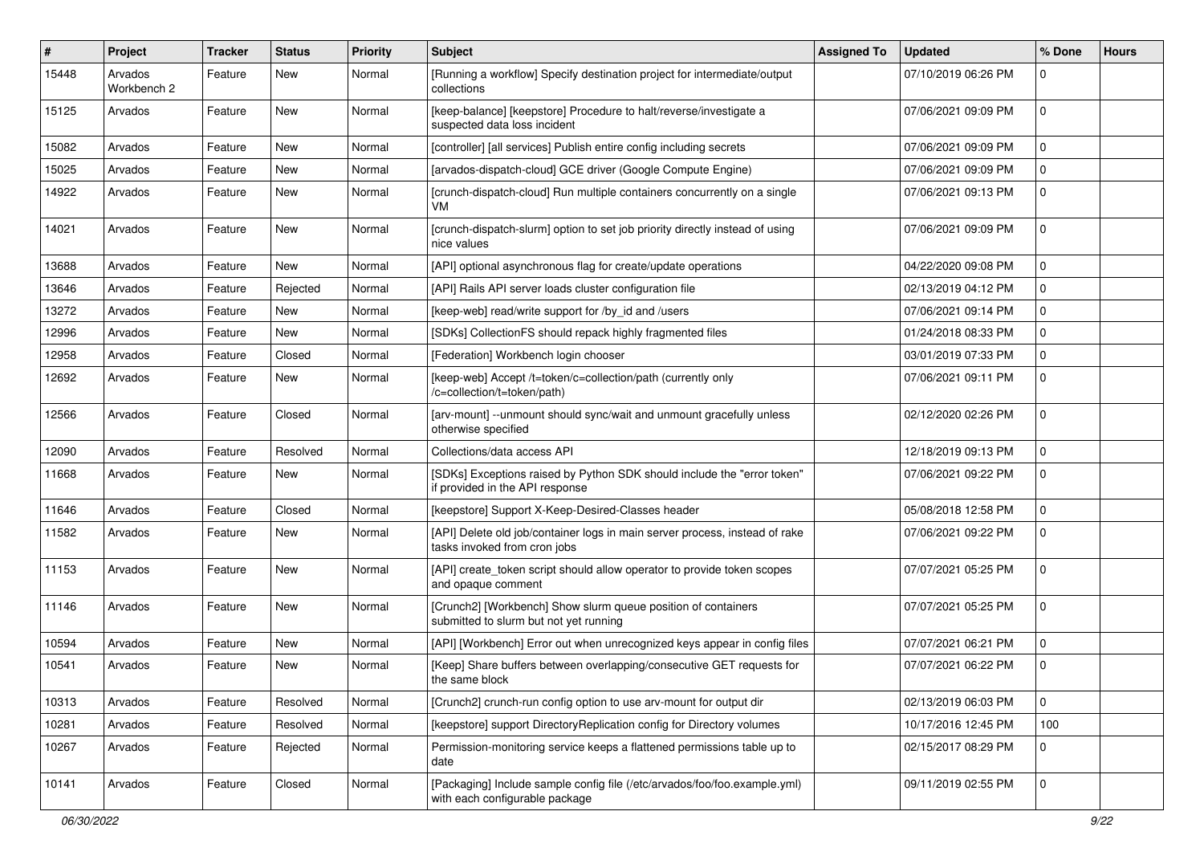| # | Project | Tracker | Status | Priority | Subject | Assigned To | Updated | % Done | Hours |
|---|---|---|---|---|---|---|---|---|---|
| 15448 | Arvados Workbench 2 | Feature | New | Normal | [Running a workflow] Specify destination project for intermediate/output collections | | 07/10/2019 06:26 PM | 0 | |
| 15125 | Arvados | Feature | New | Normal | [keep-balance] [keepstore] Procedure to halt/reverse/investigate a suspected data loss incident | | 07/06/2021 09:09 PM | 0 | |
| 15082 | Arvados | Feature | New | Normal | [controller] [all services] Publish entire config including secrets | | 07/06/2021 09:09 PM | 0 | |
| 15025 | Arvados | Feature | New | Normal | [arvados-dispatch-cloud] GCE driver (Google Compute Engine) | | 07/06/2021 09:09 PM | 0 | |
| 14922 | Arvados | Feature | New | Normal | [crunch-dispatch-cloud] Run multiple containers concurrently on a single VM | | 07/06/2021 09:13 PM | 0 | |
| 14021 | Arvados | Feature | New | Normal | [crunch-dispatch-slurm] option to set job priority directly instead of using nice values | | 07/06/2021 09:09 PM | 0 | |
| 13688 | Arvados | Feature | New | Normal | [API] optional asynchronous flag for create/update operations | | 04/22/2020 09:08 PM | 0 | |
| 13646 | Arvados | Feature | Rejected | Normal | [API] Rails API server loads cluster configuration file | | 02/13/2019 04:12 PM | 0 | |
| 13272 | Arvados | Feature | New | Normal | [keep-web] read/write support for /by_id and /users | | 07/06/2021 09:14 PM | 0 | |
| 12996 | Arvados | Feature | New | Normal | [SDKs] CollectionFS should repack highly fragmented files | | 01/24/2018 08:33 PM | 0 | |
| 12958 | Arvados | Feature | Closed | Normal | [Federation] Workbench login chooser | | 03/01/2019 07:33 PM | 0 | |
| 12692 | Arvados | Feature | New | Normal | [keep-web] Accept /t=token/c=collection/path (currently only /c=collection/t=token/path) | | 07/06/2021 09:11 PM | 0 | |
| 12566 | Arvados | Feature | Closed | Normal | [arv-mount] --unmount should sync/wait and unmount gracefully unless otherwise specified | | 02/12/2020 02:26 PM | 0 | |
| 12090 | Arvados | Feature | Resolved | Normal | Collections/data access API | | 12/18/2019 09:13 PM | 0 | |
| 11668 | Arvados | Feature | New | Normal | [SDKs] Exceptions raised by Python SDK should include the "error token" if provided in the API response | | 07/06/2021 09:22 PM | 0 | |
| 11646 | Arvados | Feature | Closed | Normal | [keepstore] Support X-Keep-Desired-Classes header | | 05/08/2018 12:58 PM | 0 | |
| 11582 | Arvados | Feature | New | Normal | [API] Delete old job/container logs in main server process, instead of rake tasks invoked from cron jobs | | 07/06/2021 09:22 PM | 0 | |
| 11153 | Arvados | Feature | New | Normal | [API] create_token script should allow operator to provide token scopes and opaque comment | | 07/07/2021 05:25 PM | 0 | |
| 11146 | Arvados | Feature | New | Normal | [Crunch2] [Workbench] Show slurm queue position of containers submitted to slurm but not yet running | | 07/07/2021 05:25 PM | 0 | |
| 10594 | Arvados | Feature | New | Normal | [API] [Workbench] Error out when unrecognized keys appear in config files | | 07/07/2021 06:21 PM | 0 | |
| 10541 | Arvados | Feature | New | Normal | [Keep] Share buffers between overlapping/consecutive GET requests for the same block | | 07/07/2021 06:22 PM | 0 | |
| 10313 | Arvados | Feature | Resolved | Normal | [Crunch2] crunch-run config option to use arv-mount for output dir | | 02/13/2019 06:03 PM | 0 | |
| 10281 | Arvados | Feature | Resolved | Normal | [keepstore] support DirectoryReplication config for Directory volumes | | 10/17/2016 12:45 PM | 100 | |
| 10267 | Arvados | Feature | Rejected | Normal | Permission-monitoring service keeps a flattened permissions table up to date | | 02/15/2017 08:29 PM | 0 | |
| 10141 | Arvados | Feature | Closed | Normal | [Packaging] Include sample config file (/etc/arvados/foo/foo.example.yml) with each configurable package | | 09/11/2019 02:55 PM | 0 | |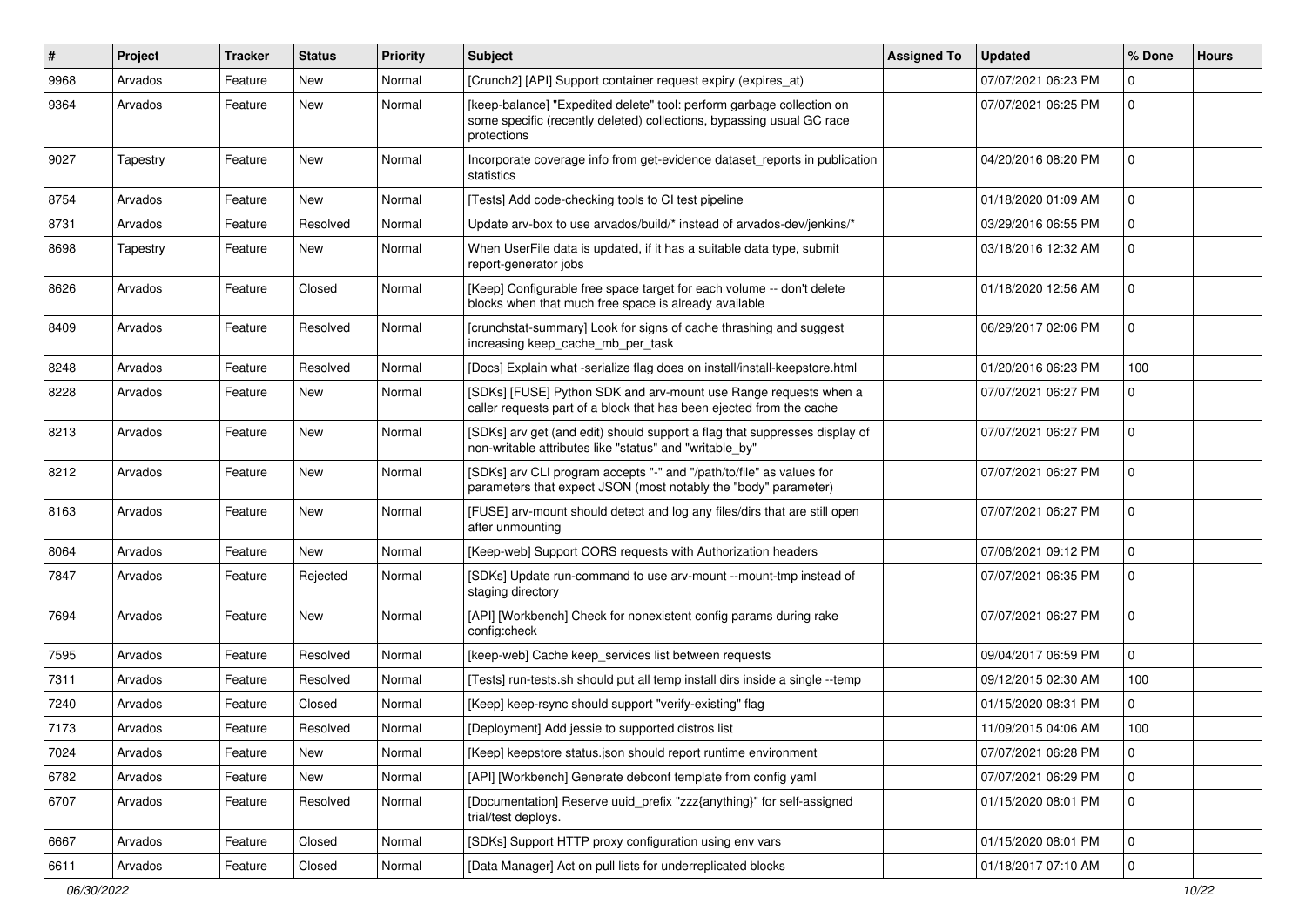| # | Project | Tracker | Status | Priority | Subject | Assigned To | Updated | % Done | Hours |
|---|---|---|---|---|---|---|---|---|---|
| 9968 | Arvados | Feature | New | Normal | [Crunch2] [API] Support container request expiry (expires_at) | | 07/07/2021 06:23 PM | 0 | |
| 9364 | Arvados | Feature | New | Normal | [keep-balance] "Expedited delete" tool: perform garbage collection on some specific (recently deleted) collections, bypassing usual GC race protections | | 07/07/2021 06:25 PM | 0 | |
| 9027 | Tapestry | Feature | New | Normal | Incorporate coverage info from get-evidence dataset_reports in publication statistics | | 04/20/2016 08:20 PM | 0 | |
| 8754 | Arvados | Feature | New | Normal | [Tests] Add code-checking tools to CI test pipeline | | 01/18/2020 01:09 AM | 0 | |
| 8731 | Arvados | Feature | Resolved | Normal | Update arv-box to use arvados/build/* instead of arvados-dev/jenkins/* | | 03/29/2016 06:55 PM | 0 | |
| 8698 | Tapestry | Feature | New | Normal | When UserFile data is updated, if it has a suitable data type, submit report-generator jobs | | 03/18/2016 12:32 AM | 0 | |
| 8626 | Arvados | Feature | Closed | Normal | [Keep] Configurable free space target for each volume -- don't delete blocks when that much free space is already available | | 01/18/2020 12:56 AM | 0 | |
| 8409 | Arvados | Feature | Resolved | Normal | [crunchstat-summary] Look for signs of cache thrashing and suggest increasing keep_cache_mb_per_task | | 06/29/2017 02:06 PM | 0 | |
| 8248 | Arvados | Feature | Resolved | Normal | [Docs] Explain what -serialize flag does on install/install-keepstore.html | | 01/20/2016 06:23 PM | 100 | |
| 8228 | Arvados | Feature | New | Normal | [SDKs] [FUSE] Python SDK and arv-mount use Range requests when a caller requests part of a block that has been ejected from the cache | | 07/07/2021 06:27 PM | 0 | |
| 8213 | Arvados | Feature | New | Normal | [SDKs] arv get (and edit) should support a flag that suppresses display of non-writable attributes like "status" and "writable_by" | | 07/07/2021 06:27 PM | 0 | |
| 8212 | Arvados | Feature | New | Normal | [SDKs] arv CLI program accepts "-" and "/path/to/file" as values for parameters that expect JSON (most notably the "body" parameter) | | 07/07/2021 06:27 PM | 0 | |
| 8163 | Arvados | Feature | New | Normal | [FUSE] arv-mount should detect and log any files/dirs that are still open after unmounting | | 07/07/2021 06:27 PM | 0 | |
| 8064 | Arvados | Feature | New | Normal | [Keep-web] Support CORS requests with Authorization headers | | 07/06/2021 09:12 PM | 0 | |
| 7847 | Arvados | Feature | Rejected | Normal | [SDKs] Update run-command to use arv-mount --mount-tmp instead of staging directory | | 07/07/2021 06:35 PM | 0 | |
| 7694 | Arvados | Feature | New | Normal | [API] [Workbench] Check for nonexistent config params during rake config:check | | 07/07/2021 06:27 PM | 0 | |
| 7595 | Arvados | Feature | Resolved | Normal | [keep-web] Cache keep_services list between requests | | 09/04/2017 06:59 PM | 0 | |
| 7311 | Arvados | Feature | Resolved | Normal | [Tests] run-tests.sh should put all temp install dirs inside a single --temp | | 09/12/2015 02:30 AM | 100 | |
| 7240 | Arvados | Feature | Closed | Normal | [Keep] keep-rsync should support "verify-existing" flag | | 01/15/2020 08:31 PM | 0 | |
| 7173 | Arvados | Feature | Resolved | Normal | [Deployment] Add jessie to supported distros list | | 11/09/2015 04:06 AM | 100 | |
| 7024 | Arvados | Feature | New | Normal | [Keep] keepstore status.json should report runtime environment | | 07/07/2021 06:28 PM | 0 | |
| 6782 | Arvados | Feature | New | Normal | [API] [Workbench] Generate debconf template from config yaml | | 07/07/2021 06:29 PM | 0 | |
| 6707 | Arvados | Feature | Resolved | Normal | [Documentation] Reserve uuid_prefix "zzz{anything}" for self-assigned trial/test deploys. | | 01/15/2020 08:01 PM | 0 | |
| 6667 | Arvados | Feature | Closed | Normal | [SDKs] Support HTTP proxy configuration using env vars | | 01/15/2020 08:01 PM | 0 | |
| 6611 | Arvados | Feature | Closed | Normal | [Data Manager] Act on pull lists for underreplicated blocks | | 01/18/2017 07:10 AM | 0 | |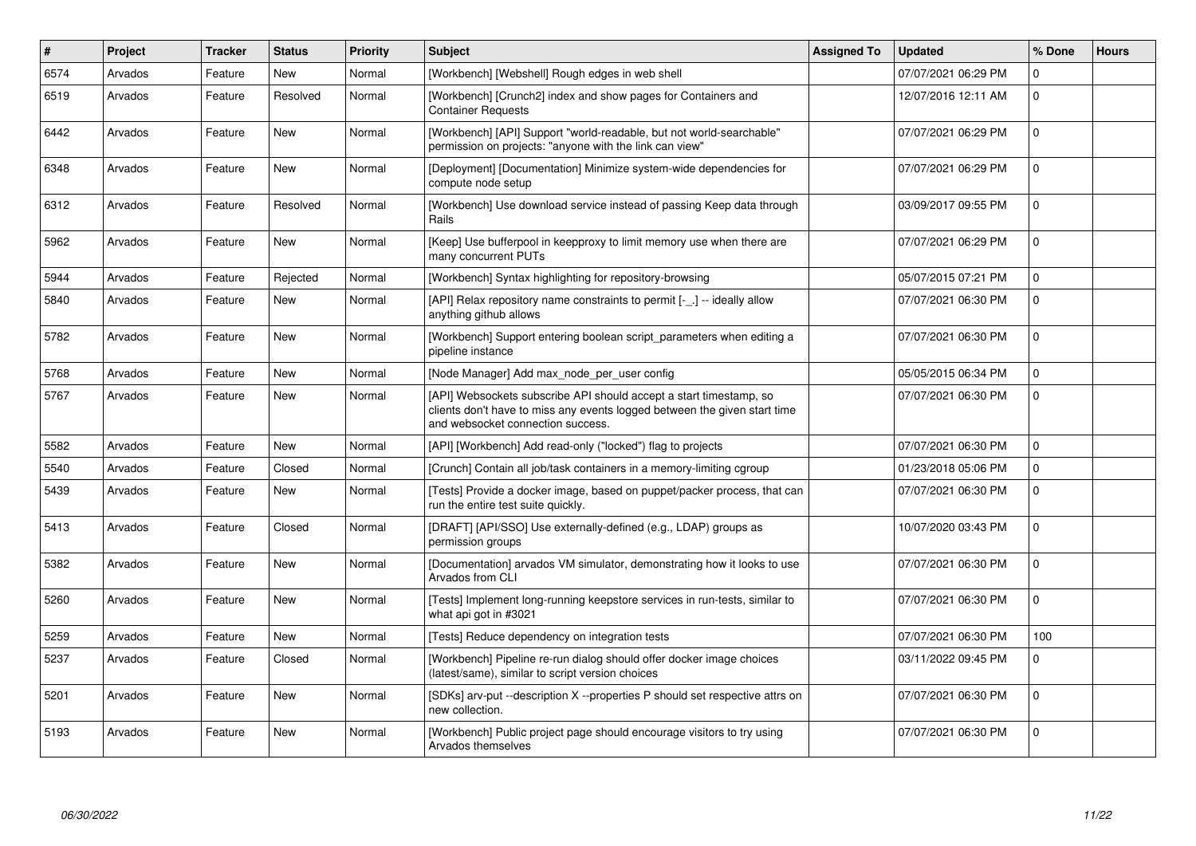| # | Project | Tracker | Status | Priority | Subject | Assigned To | Updated | % Done | Hours |
|---|---|---|---|---|---|---|---|---|---|
| 6574 | Arvados | Feature | New | Normal | [Workbench] [Webshell] Rough edges in web shell | | 07/07/2021 06:29 PM | 0 | |
| 6519 | Arvados | Feature | Resolved | Normal | [Workbench] [Crunch2] index and show pages for Containers and Container Requests | | 12/07/2016 12:11 AM | 0 | |
| 6442 | Arvados | Feature | New | Normal | [Workbench] [API] Support "world-readable, but not world-searchable" permission on projects: "anyone with the link can view" | | 07/07/2021 06:29 PM | 0 | |
| 6348 | Arvados | Feature | New | Normal | [Deployment] [Documentation] Minimize system-wide dependencies for compute node setup | | 07/07/2021 06:29 PM | 0 | |
| 6312 | Arvados | Feature | Resolved | Normal | [Workbench] Use download service instead of passing Keep data through Rails | | 03/09/2017 09:55 PM | 0 | |
| 5962 | Arvados | Feature | New | Normal | [Keep] Use bufferpool in keepproxy to limit memory use when there are many concurrent PUTs | | 07/07/2021 06:29 PM | 0 | |
| 5944 | Arvados | Feature | Rejected | Normal | [Workbench] Syntax highlighting for repository-browsing | | 05/07/2015 07:21 PM | 0 | |
| 5840 | Arvados | Feature | New | Normal | [API] Relax repository name constraints to permit [-_.] -- ideally allow anything github allows | | 07/07/2021 06:30 PM | 0 | |
| 5782 | Arvados | Feature | New | Normal | [Workbench] Support entering boolean script_parameters when editing a pipeline instance | | 07/07/2021 06:30 PM | 0 | |
| 5768 | Arvados | Feature | New | Normal | [Node Manager] Add max_node_per_user config | | 05/05/2015 06:34 PM | 0 | |
| 5767 | Arvados | Feature | New | Normal | [API] Websockets subscribe API should accept a start timestamp, so clients don't have to miss any events logged between the given start time and websocket connection success. | | 07/07/2021 06:30 PM | 0 | |
| 5582 | Arvados | Feature | New | Normal | [API] [Workbench] Add read-only ("locked") flag to projects | | 07/07/2021 06:30 PM | 0 | |
| 5540 | Arvados | Feature | Closed | Normal | [Crunch] Contain all job/task containers in a memory-limiting cgroup | | 01/23/2018 05:06 PM | 0 | |
| 5439 | Arvados | Feature | New | Normal | [Tests] Provide a docker image, based on puppet/packer process, that can run the entire test suite quickly. | | 07/07/2021 06:30 PM | 0 | |
| 5413 | Arvados | Feature | Closed | Normal | [DRAFT] [API/SSO] Use externally-defined (e.g., LDAP) groups as permission groups | | 10/07/2020 03:43 PM | 0 | |
| 5382 | Arvados | Feature | New | Normal | [Documentation] arvados VM simulator, demonstrating how it looks to use Arvados from CLI | | 07/07/2021 06:30 PM | 0 | |
| 5260 | Arvados | Feature | New | Normal | [Tests] Implement long-running keepstore services in run-tests, similar to what api got in #3021 | | 07/07/2021 06:30 PM | 0 | |
| 5259 | Arvados | Feature | New | Normal | [Tests] Reduce dependency on integration tests | | 07/07/2021 06:30 PM | 100 | |
| 5237 | Arvados | Feature | Closed | Normal | [Workbench] Pipeline re-run dialog should offer docker image choices (latest/same), similar to script version choices | | 03/11/2022 09:45 PM | 0 | |
| 5201 | Arvados | Feature | New | Normal | [SDKs] arv-put --description X --properties P should set respective attrs on new collection. | | 07/07/2021 06:30 PM | 0 | |
| 5193 | Arvados | Feature | New | Normal | [Workbench] Public project page should encourage visitors to try using Arvados themselves | | 07/07/2021 06:30 PM | 0 | |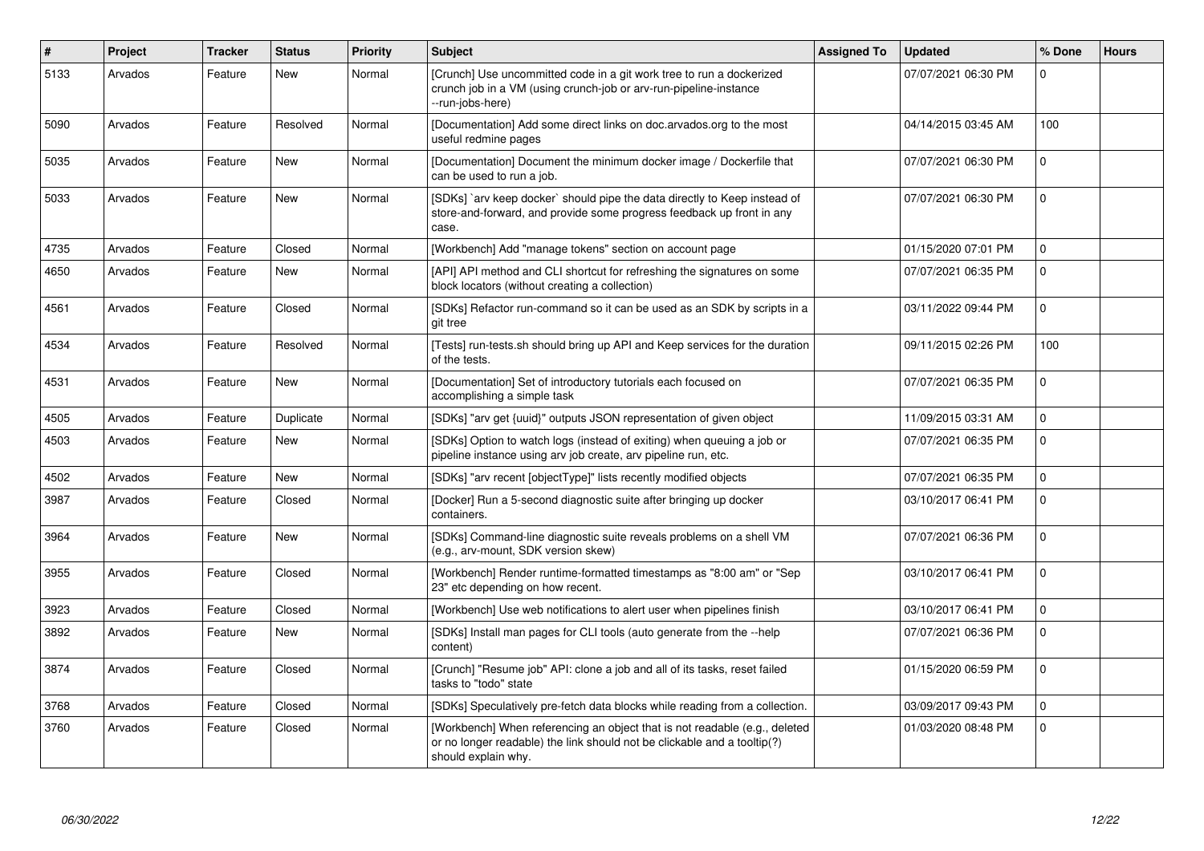| # | Project | Tracker | Status | Priority | Subject | Assigned To | Updated | % Done | Hours |
|---|---|---|---|---|---|---|---|---|---|
| 5133 | Arvados | Feature | New | Normal | [Crunch] Use uncommitted code in a git work tree to run a dockerized crunch job in a VM (using crunch-job or arv-run-pipeline-instance --run-jobs-here) | | 07/07/2021 06:30 PM | 0 | |
| 5090 | Arvados | Feature | Resolved | Normal | [Documentation] Add some direct links on doc.arvados.org to the most useful redmine pages | | 04/14/2015 03:45 AM | 100 | |
| 5035 | Arvados | Feature | New | Normal | [Documentation] Document the minimum docker image / Dockerfile that can be used to run a job. | | 07/07/2021 06:30 PM | 0 | |
| 5033 | Arvados | Feature | New | Normal | [SDKs] `arv keep docker` should pipe the data directly to Keep instead of store-and-forward, and provide some progress feedback up front in any case. | | 07/07/2021 06:30 PM | 0 | |
| 4735 | Arvados | Feature | Closed | Normal | [Workbench] Add "manage tokens" section on account page | | 01/15/2020 07:01 PM | 0 | |
| 4650 | Arvados | Feature | New | Normal | [API] API method and CLI shortcut for refreshing the signatures on some block locators (without creating a collection) | | 07/07/2021 06:35 PM | 0 | |
| 4561 | Arvados | Feature | Closed | Normal | [SDKs] Refactor run-command so it can be used as an SDK by scripts in a git tree | | 03/11/2022 09:44 PM | 0 | |
| 4534 | Arvados | Feature | Resolved | Normal | [Tests] run-tests.sh should bring up API and Keep services for the duration of the tests. | | 09/11/2015 02:26 PM | 100 | |
| 4531 | Arvados | Feature | New | Normal | [Documentation] Set of introductory tutorials each focused on accomplishing a simple task | | 07/07/2021 06:35 PM | 0 | |
| 4505 | Arvados | Feature | Duplicate | Normal | [SDKs] "arv get {uuid}" outputs JSON representation of given object | | 11/09/2015 03:31 AM | 0 | |
| 4503 | Arvados | Feature | New | Normal | [SDKs] Option to watch logs (instead of exiting) when queuing a job or pipeline instance using arv job create, arv pipeline run, etc. | | 07/07/2021 06:35 PM | 0 | |
| 4502 | Arvados | Feature | New | Normal | [SDKs] "arv recent [objectType]" lists recently modified objects | | 07/07/2021 06:35 PM | 0 | |
| 3987 | Arvados | Feature | Closed | Normal | [Docker] Run a 5-second diagnostic suite after bringing up docker containers. | | 03/10/2017 06:41 PM | 0 | |
| 3964 | Arvados | Feature | New | Normal | [SDKs] Command-line diagnostic suite reveals problems on a shell VM (e.g., arv-mount, SDK version skew) | | 07/07/2021 06:36 PM | 0 | |
| 3955 | Arvados | Feature | Closed | Normal | [Workbench] Render runtime-formatted timestamps as "8:00 am" or "Sep 23" etc depending on how recent. | | 03/10/2017 06:41 PM | 0 | |
| 3923 | Arvados | Feature | Closed | Normal | [Workbench] Use web notifications to alert user when pipelines finish | | 03/10/2017 06:41 PM | 0 | |
| 3892 | Arvados | Feature | New | Normal | [SDKs] Install man pages for CLI tools (auto generate from the --help content) | | 07/07/2021 06:36 PM | 0 | |
| 3874 | Arvados | Feature | Closed | Normal | [Crunch] "Resume job" API: clone a job and all of its tasks, reset failed tasks to "todo" state | | 01/15/2020 06:59 PM | 0 | |
| 3768 | Arvados | Feature | Closed | Normal | [SDKs] Speculatively pre-fetch data blocks while reading from a collection. | | 03/09/2017 09:43 PM | 0 | |
| 3760 | Arvados | Feature | Closed | Normal | [Workbench] When referencing an object that is not readable (e.g., deleted or no longer readable) the link should not be clickable and a tooltip(?) should explain why. | | 01/03/2020 08:48 PM | 0 | |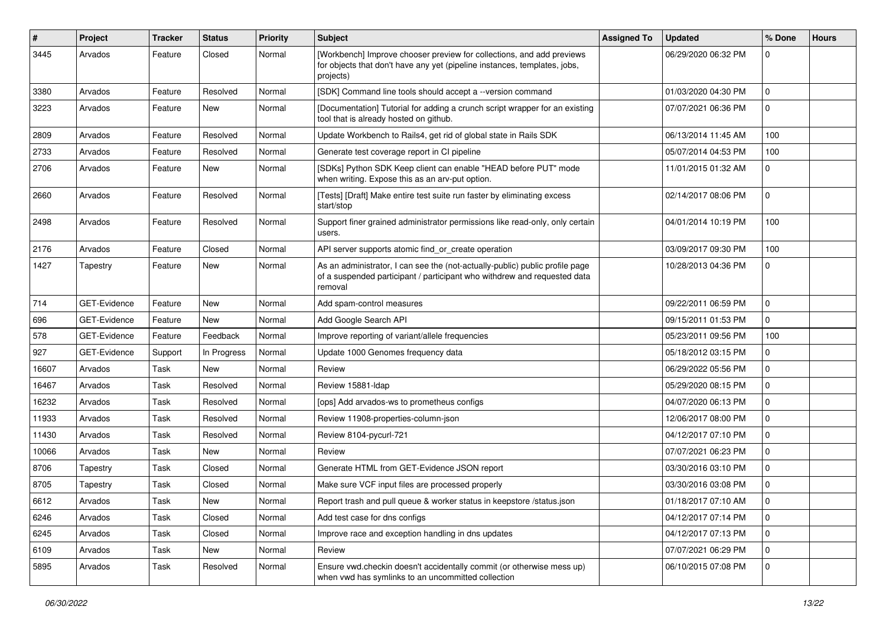| # | Project | Tracker | Status | Priority | Subject | Assigned To | Updated | % Done | Hours |
|---|---|---|---|---|---|---|---|---|---|
| 3445 | Arvados | Feature | Closed | Normal | [Workbench] Improve chooser preview for collections, and add previews for objects that don't have any yet (pipeline instances, templates, jobs, projects) | | 06/29/2020 06:32 PM | 0 | |
| 3380 | Arvados | Feature | Resolved | Normal | [SDK] Command line tools should accept a --version command | | 01/03/2020 04:30 PM | 0 | |
| 3223 | Arvados | Feature | New | Normal | [Documentation] Tutorial for adding a crunch script wrapper for an existing tool that is already hosted on github. | | 07/07/2021 06:36 PM | 0 | |
| 2809 | Arvados | Feature | Resolved | Normal | Update Workbench to Rails4, get rid of global state in Rails SDK | | 06/13/2014 11:45 AM | 100 | |
| 2733 | Arvados | Feature | Resolved | Normal | Generate test coverage report in CI pipeline | | 05/07/2014 04:53 PM | 100 | |
| 2706 | Arvados | Feature | New | Normal | [SDKs] Python SDK Keep client can enable "HEAD before PUT" mode when writing. Expose this as an arv-put option. | | 11/01/2015 01:32 AM | 0 | |
| 2660 | Arvados | Feature | Resolved | Normal | [Tests] [Draft] Make entire test suite run faster by eliminating excess start/stop | | 02/14/2017 08:06 PM | 0 | |
| 2498 | Arvados | Feature | Resolved | Normal | Support finer grained administrator permissions like read-only, only certain users. | | 04/01/2014 10:19 PM | 100 | |
| 2176 | Arvados | Feature | Closed | Normal | API server supports atomic find_or_create operation | | 03/09/2017 09:30 PM | 100 | |
| 1427 | Tapestry | Feature | New | Normal | As an administrator, I can see the (not-actually-public) public profile page of a suspended participant / participant who withdrew and requested data removal | | 10/28/2013 04:36 PM | 0 | |
| 714 | GET-Evidence | Feature | New | Normal | Add spam-control measures | | 09/22/2011 06:59 PM | 0 | |
| 696 | GET-Evidence | Feature | New | Normal | Add Google Search API | | 09/15/2011 01:53 PM | 0 | |
| 578 | GET-Evidence | Feature | Feedback | Normal | Improve reporting of variant/allele frequencies | | 05/23/2011 09:56 PM | 100 | |
| 927 | GET-Evidence | Support | In Progress | Normal | Update 1000 Genomes frequency data | | 05/18/2012 03:15 PM | 0 | |
| 16607 | Arvados | Task | New | Normal | Review | | 06/29/2022 05:56 PM | 0 | |
| 16467 | Arvados | Task | Resolved | Normal | Review 15881-ldap | | 05/29/2020 08:15 PM | 0 | |
| 16232 | Arvados | Task | Resolved | Normal | [ops] Add arvados-ws to prometheus configs | | 04/07/2020 06:13 PM | 0 | |
| 11933 | Arvados | Task | Resolved | Normal | Review 11908-properties-column-json | | 12/06/2017 08:00 PM | 0 | |
| 11430 | Arvados | Task | Resolved | Normal | Review 8104-pycurl-721 | | 04/12/2017 07:10 PM | 0 | |
| 10066 | Arvados | Task | New | Normal | Review | | 07/07/2021 06:23 PM | 0 | |
| 8706 | Tapestry | Task | Closed | Normal | Generate HTML from GET-Evidence JSON report | | 03/30/2016 03:10 PM | 0 | |
| 8705 | Tapestry | Task | Closed | Normal | Make sure VCF input files are processed properly | | 03/30/2016 03:08 PM | 0 | |
| 6612 | Arvados | Task | New | Normal | Report trash and pull queue & worker status in keepstore /status.json | | 01/18/2017 07:10 AM | 0 | |
| 6246 | Arvados | Task | Closed | Normal | Add test case for dns configs | | 04/12/2017 07:14 PM | 0 | |
| 6245 | Arvados | Task | Closed | Normal | Improve race and exception handling in dns updates | | 04/12/2017 07:13 PM | 0 | |
| 6109 | Arvados | Task | New | Normal | Review | | 07/07/2021 06:29 PM | 0 | |
| 5895 | Arvados | Task | Resolved | Normal | Ensure vwd.checkin doesn't accidentally commit (or otherwise mess up) when vwd has symlinks to an uncommitted collection | | 06/10/2015 07:08 PM | 0 | |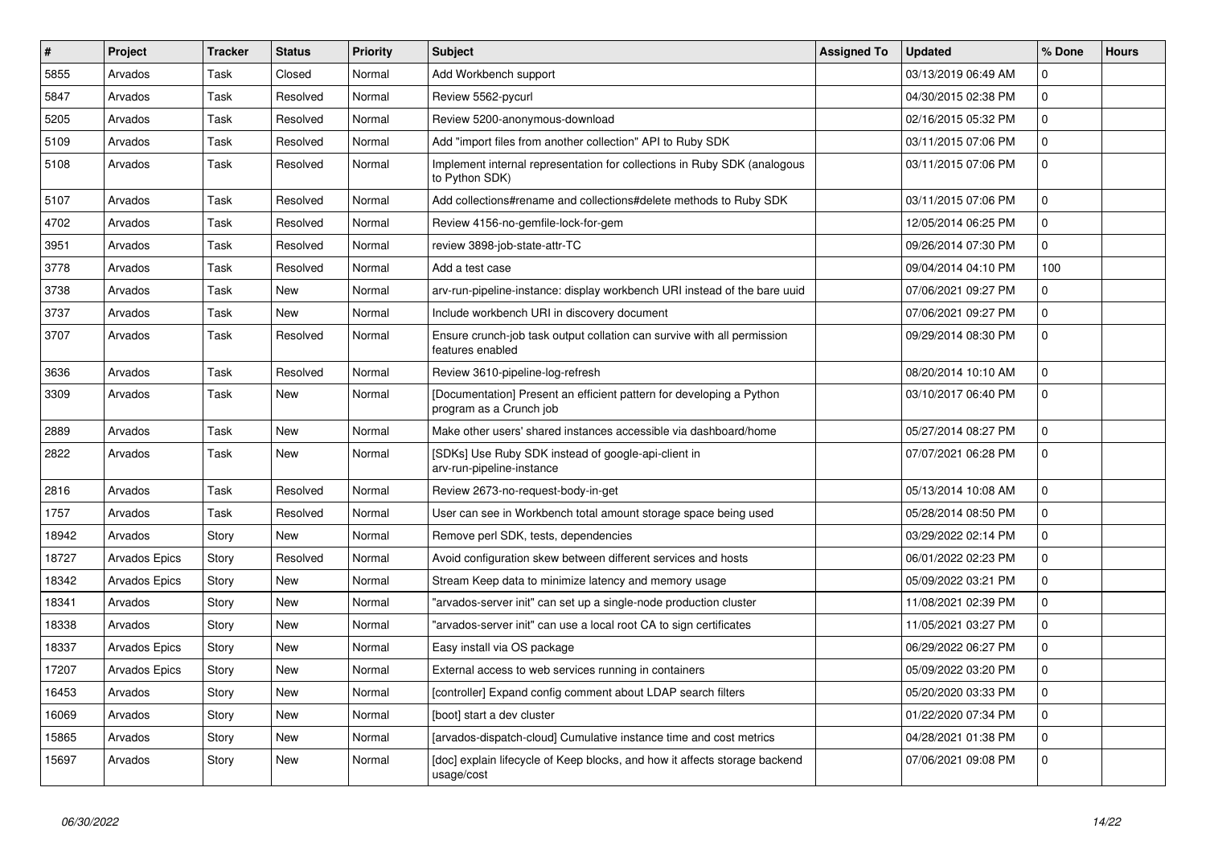| # | Project | Tracker | Status | Priority | Subject | Assigned To | Updated | % Done | Hours |
|---|---|---|---|---|---|---|---|---|---|
| 5855 | Arvados | Task | Closed | Normal | Add Workbench support | | 03/13/2019 06:49 AM | 0 | |
| 5847 | Arvados | Task | Resolved | Normal | Review 5562-pycurl | | 04/30/2015 02:38 PM | 0 | |
| 5205 | Arvados | Task | Resolved | Normal | Review 5200-anonymous-download | | 02/16/2015 05:32 PM | 0 | |
| 5109 | Arvados | Task | Resolved | Normal | Add "import files from another collection" API to Ruby SDK | | 03/11/2015 07:06 PM | 0 | |
| 5108 | Arvados | Task | Resolved | Normal | Implement internal representation for collections in Ruby SDK (analogous to Python SDK) | | 03/11/2015 07:06 PM | 0 | |
| 5107 | Arvados | Task | Resolved | Normal | Add collections#rename and collections#delete methods to Ruby SDK | | 03/11/2015 07:06 PM | 0 | |
| 4702 | Arvados | Task | Resolved | Normal | Review 4156-no-gemfile-lock-for-gem | | 12/05/2014 06:25 PM | 0 | |
| 3951 | Arvados | Task | Resolved | Normal | review 3898-job-state-attr-TC | | 09/26/2014 07:30 PM | 0 | |
| 3778 | Arvados | Task | Resolved | Normal | Add a test case | | 09/04/2014 04:10 PM | 100 | |
| 3738 | Arvados | Task | New | Normal | arv-run-pipeline-instance: display workbench URI instead of the bare uuid | | 07/06/2021 09:27 PM | 0 | |
| 3737 | Arvados | Task | New | Normal | Include workbench URI in discovery document | | 07/06/2021 09:27 PM | 0 | |
| 3707 | Arvados | Task | Resolved | Normal | Ensure crunch-job task output collation can survive with all permission features enabled | | 09/29/2014 08:30 PM | 0 | |
| 3636 | Arvados | Task | Resolved | Normal | Review 3610-pipeline-log-refresh | | 08/20/2014 10:10 AM | 0 | |
| 3309 | Arvados | Task | New | Normal | [Documentation] Present an efficient pattern for developing a Python program as a Crunch job | | 03/10/2017 06:40 PM | 0 | |
| 2889 | Arvados | Task | New | Normal | Make other users' shared instances accessible via dashboard/home | | 05/27/2014 08:27 PM | 0 | |
| 2822 | Arvados | Task | New | Normal | [SDKs] Use Ruby SDK instead of google-api-client in arv-run-pipeline-instance | | 07/07/2021 06:28 PM | 0 | |
| 2816 | Arvados | Task | Resolved | Normal | Review 2673-no-request-body-in-get | | 05/13/2014 10:08 AM | 0 | |
| 1757 | Arvados | Task | Resolved | Normal | User can see in Workbench total amount storage space being used | | 05/28/2014 08:50 PM | 0 | |
| 18942 | Arvados | Story | New | Normal | Remove perl SDK, tests, dependencies | | 03/29/2022 02:14 PM | 0 | |
| 18727 | Arvados Epics | Story | Resolved | Normal | Avoid configuration skew between different services and hosts | | 06/01/2022 02:23 PM | 0 | |
| 18342 | Arvados Epics | Story | New | Normal | Stream Keep data to minimize latency and memory usage | | 05/09/2022 03:21 PM | 0 | |
| 18341 | Arvados | Story | New | Normal | "arvados-server init" can set up a single-node production cluster | | 11/08/2021 02:39 PM | 0 | |
| 18338 | Arvados | Story | New | Normal | "arvados-server init" can use a local root CA to sign certificates | | 11/05/2021 03:27 PM | 0 | |
| 18337 | Arvados Epics | Story | New | Normal | Easy install via OS package | | 06/29/2022 06:27 PM | 0 | |
| 17207 | Arvados Epics | Story | New | Normal | External access to web services running in containers | | 05/09/2022 03:20 PM | 0 | |
| 16453 | Arvados | Story | New | Normal | [controller] Expand config comment about LDAP search filters | | 05/20/2020 03:33 PM | 0 | |
| 16069 | Arvados | Story | New | Normal | [boot] start a dev cluster | | 01/22/2020 07:34 PM | 0 | |
| 15865 | Arvados | Story | New | Normal | [arvados-dispatch-cloud] Cumulative instance time and cost metrics | | 04/28/2021 01:38 PM | 0 | |
| 15697 | Arvados | Story | New | Normal | [doc] explain lifecycle of Keep blocks, and how it affects storage backend usage/cost | | 07/06/2021 09:08 PM | 0 | |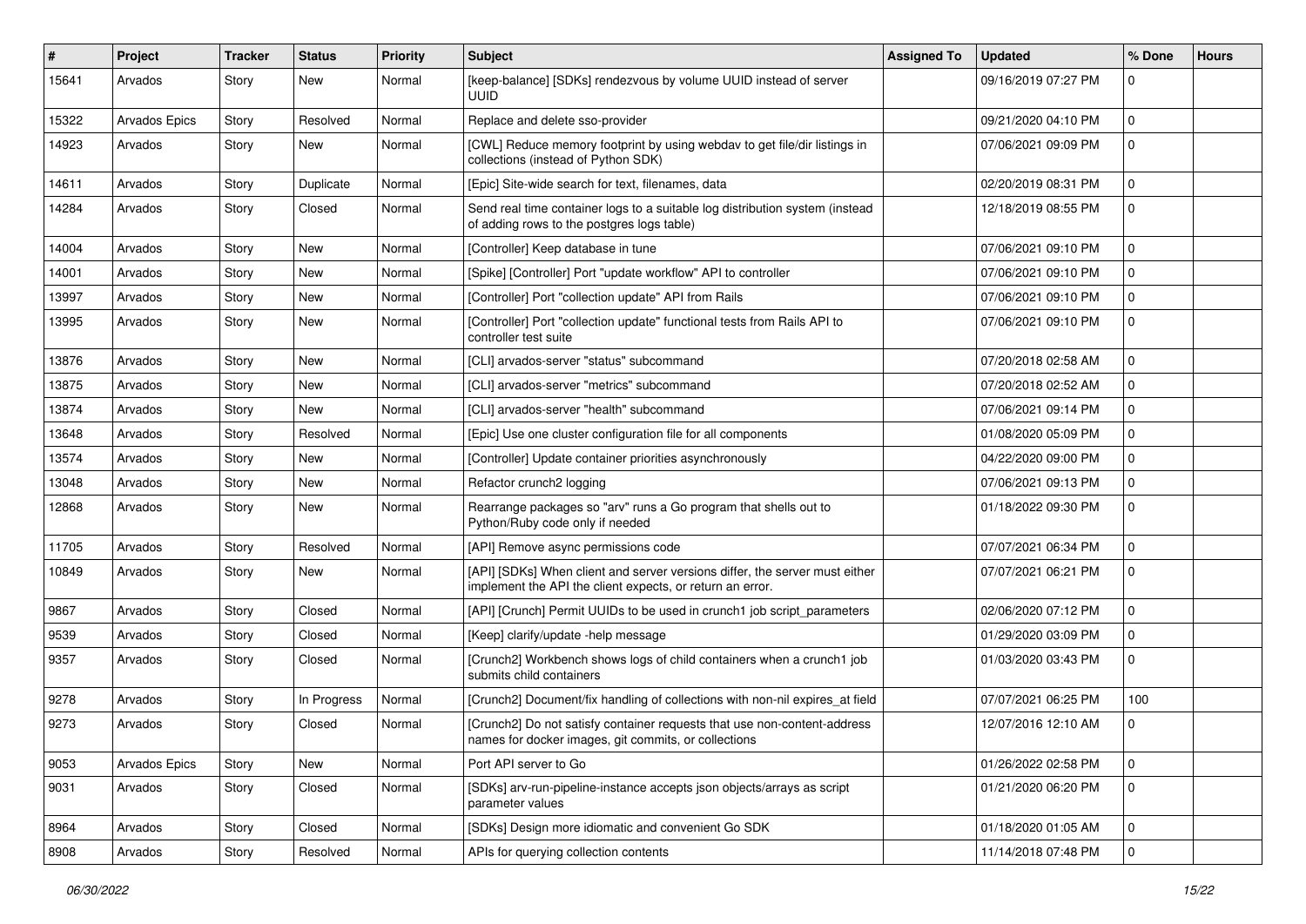| # | Project | Tracker | Status | Priority | Subject | Assigned To | Updated | % Done | Hours |
|---|---|---|---|---|---|---|---|---|---|
| 15641 | Arvados | Story | New | Normal | [keep-balance] [SDKs] rendezvous by volume UUID instead of server UUID | | 09/16/2019 07:27 PM | 0 | |
| 15322 | Arvados Epics | Story | Resolved | Normal | Replace and delete sso-provider | | 09/21/2020 04:10 PM | 0 | |
| 14923 | Arvados | Story | New | Normal | [CWL] Reduce memory footprint by using webdav to get file/dir listings in collections (instead of Python SDK) | | 07/06/2021 09:09 PM | 0 | |
| 14611 | Arvados | Story | Duplicate | Normal | [Epic] Site-wide search for text, filenames, data | | 02/20/2019 08:31 PM | 0 | |
| 14284 | Arvados | Story | Closed | Normal | Send real time container logs to a suitable log distribution system (instead of adding rows to the postgres logs table) | | 12/18/2019 08:55 PM | 0 | |
| 14004 | Arvados | Story | New | Normal | [Controller] Keep database in tune | | 07/06/2021 09:10 PM | 0 | |
| 14001 | Arvados | Story | New | Normal | [Spike] [Controller] Port "update workflow" API to controller | | 07/06/2021 09:10 PM | 0 | |
| 13997 | Arvados | Story | New | Normal | [Controller] Port "collection update" API from Rails | | 07/06/2021 09:10 PM | 0 | |
| 13995 | Arvados | Story | New | Normal | [Controller] Port "collection update" functional tests from Rails API to controller test suite | | 07/06/2021 09:10 PM | 0 | |
| 13876 | Arvados | Story | New | Normal | [CLI] arvados-server "status" subcommand | | 07/20/2018 02:58 AM | 0 | |
| 13875 | Arvados | Story | New | Normal | [CLI] arvados-server "metrics" subcommand | | 07/20/2018 02:52 AM | 0 | |
| 13874 | Arvados | Story | New | Normal | [CLI] arvados-server "health" subcommand | | 07/06/2021 09:14 PM | 0 | |
| 13648 | Arvados | Story | Resolved | Normal | [Epic] Use one cluster configuration file for all components | | 01/08/2020 05:09 PM | 0 | |
| 13574 | Arvados | Story | New | Normal | [Controller] Update container priorities asynchronously | | 04/22/2020 09:00 PM | 0 | |
| 13048 | Arvados | Story | New | Normal | Refactor crunch2 logging | | 07/06/2021 09:13 PM | 0 | |
| 12868 | Arvados | Story | New | Normal | Rearrange packages so "arv" runs a Go program that shells out to Python/Ruby code only if needed | | 01/18/2022 09:30 PM | 0 | |
| 11705 | Arvados | Story | Resolved | Normal | [API] Remove async permissions code | | 07/07/2021 06:34 PM | 0 | |
| 10849 | Arvados | Story | New | Normal | [API] [SDKs] When client and server versions differ, the server must either implement the API the client expects, or return an error. | | 07/07/2021 06:21 PM | 0 | |
| 9867 | Arvados | Story | Closed | Normal | [API] [Crunch] Permit UUIDs to be used in crunch1 job script_parameters | | 02/06/2020 07:12 PM | 0 | |
| 9539 | Arvados | Story | Closed | Normal | [Keep] clarify/update -help message | | 01/29/2020 03:09 PM | 0 | |
| 9357 | Arvados | Story | Closed | Normal | [Crunch2] Workbench shows logs of child containers when a crunch1 job submits child containers | | 01/03/2020 03:43 PM | 0 | |
| 9278 | Arvados | Story | In Progress | Normal | [Crunch2] Document/fix handling of collections with non-nil expires_at field | | 07/07/2021 06:25 PM | 100 | |
| 9273 | Arvados | Story | Closed | Normal | [Crunch2] Do not satisfy container requests that use non-content-address names for docker images, git commits, or collections | | 12/07/2016 12:10 AM | 0 | |
| 9053 | Arvados Epics | Story | New | Normal | Port API server to Go | | 01/26/2022 02:58 PM | 0 | |
| 9031 | Arvados | Story | Closed | Normal | [SDKs] arv-run-pipeline-instance accepts json objects/arrays as script parameter values | | 01/21/2020 06:20 PM | 0 | |
| 8964 | Arvados | Story | Closed | Normal | [SDKs] Design more idiomatic and convenient Go SDK | | 01/18/2020 01:05 AM | 0 | |
| 8908 | Arvados | Story | Resolved | Normal | APIs for querying collection contents | | 11/14/2018 07:48 PM | 0 | |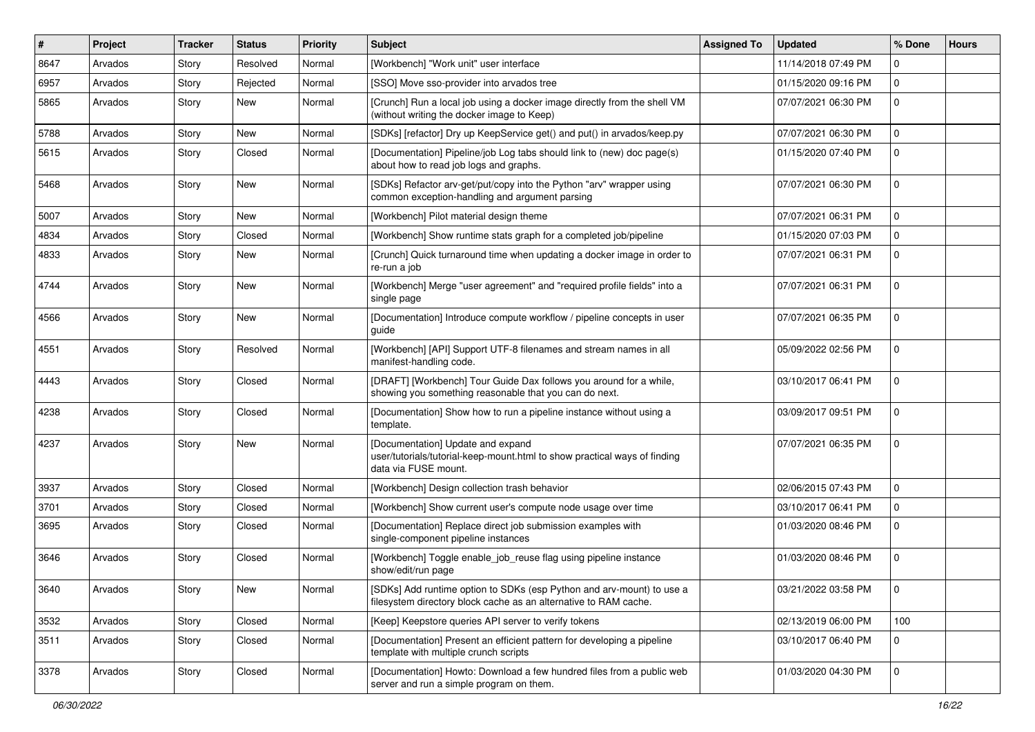| # | Project | Tracker | Status | Priority | Subject | Assigned To | Updated | % Done | Hours |
|---|---|---|---|---|---|---|---|---|---|
| 8647 | Arvados | Story | Resolved | Normal | [Workbench] "Work unit" user interface | | 11/14/2018 07:49 PM | 0 | |
| 6957 | Arvados | Story | Rejected | Normal | [SSO] Move sso-provider into arvados tree | | 01/15/2020 09:16 PM | 0 | |
| 5865 | Arvados | Story | New | Normal | [Crunch] Run a local job using a docker image directly from the shell VM (without writing the docker image to Keep) | | 07/07/2021 06:30 PM | 0 | |
| 5788 | Arvados | Story | New | Normal | [SDKs] [refactor] Dry up KeepService get() and put() in arvados/keep.py | | 07/07/2021 06:30 PM | 0 | |
| 5615 | Arvados | Story | Closed | Normal | [Documentation] Pipeline/job Log tabs should link to (new) doc page(s) about how to read job logs and graphs. | | 01/15/2020 07:40 PM | 0 | |
| 5468 | Arvados | Story | New | Normal | [SDKs] Refactor arv-get/put/copy into the Python "arv" wrapper using common exception-handling and argument parsing | | 07/07/2021 06:30 PM | 0 | |
| 5007 | Arvados | Story | New | Normal | [Workbench] Pilot material design theme | | 07/07/2021 06:31 PM | 0 | |
| 4834 | Arvados | Story | Closed | Normal | [Workbench] Show runtime stats graph for a completed job/pipeline | | 01/15/2020 07:03 PM | 0 | |
| 4833 | Arvados | Story | New | Normal | [Crunch] Quick turnaround time when updating a docker image in order to re-run a job | | 07/07/2021 06:31 PM | 0 | |
| 4744 | Arvados | Story | New | Normal | [Workbench] Merge "user agreement" and "required profile fields" into a single page | | 07/07/2021 06:31 PM | 0 | |
| 4566 | Arvados | Story | New | Normal | [Documentation] Introduce compute workflow / pipeline concepts in user guide | | 07/07/2021 06:35 PM | 0 | |
| 4551 | Arvados | Story | Resolved | Normal | [Workbench] [API] Support UTF-8 filenames and stream names in all manifest-handling code. | | 05/09/2022 02:56 PM | 0 | |
| 4443 | Arvados | Story | Closed | Normal | [DRAFT] [Workbench] Tour Guide Dax follows you around for a while, showing you something reasonable that you can do next. | | 03/10/2017 06:41 PM | 0 | |
| 4238 | Arvados | Story | Closed | Normal | [Documentation] Show how to run a pipeline instance without using a template. | | 03/09/2017 09:51 PM | 0 | |
| 4237 | Arvados | Story | New | Normal | [Documentation] Update and expand user/tutorials/tutorial-keep-mount.html to show practical ways of finding data via FUSE mount. | | 07/07/2021 06:35 PM | 0 | |
| 3937 | Arvados | Story | Closed | Normal | [Workbench] Design collection trash behavior | | 02/06/2015 07:43 PM | 0 | |
| 3701 | Arvados | Story | Closed | Normal | [Workbench] Show current user's compute node usage over time | | 03/10/2017 06:41 PM | 0 | |
| 3695 | Arvados | Story | Closed | Normal | [Documentation] Replace direct job submission examples with single-component pipeline instances | | 01/03/2020 08:46 PM | 0 | |
| 3646 | Arvados | Story | Closed | Normal | [Workbench] Toggle enable_job_reuse flag using pipeline instance show/edit/run page | | 01/03/2020 08:46 PM | 0 | |
| 3640 | Arvados | Story | New | Normal | [SDKs] Add runtime option to SDKs (esp Python and arv-mount) to use a filesystem directory block cache as an alternative to RAM cache. | | 03/21/2022 03:58 PM | 0 | |
| 3532 | Arvados | Story | Closed | Normal | [Keep] Keepstore queries API server to verify tokens | | 02/13/2019 06:00 PM | 100 | |
| 3511 | Arvados | Story | Closed | Normal | [Documentation] Present an efficient pattern for developing a pipeline template with multiple crunch scripts | | 03/10/2017 06:40 PM | 0 | |
| 3378 | Arvados | Story | Closed | Normal | [Documentation] Howto: Download a few hundred files from a public web server and run a simple program on them. | | 01/03/2020 04:30 PM | 0 | |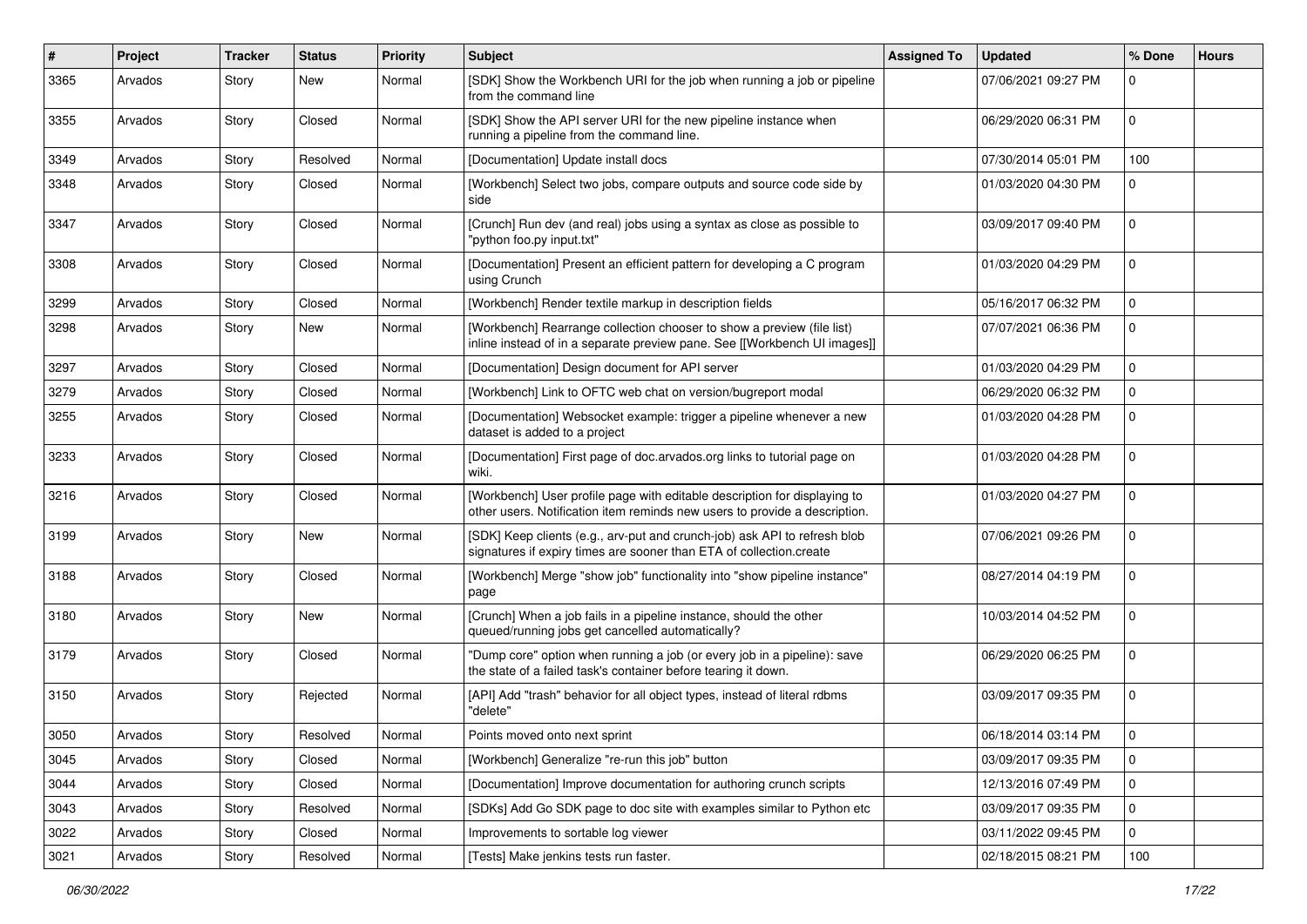| # | Project | Tracker | Status | Priority | Subject | Assigned To | Updated | % Done | Hours |
|---|---|---|---|---|---|---|---|---|---|
| 3365 | Arvados | Story | New | Normal | [SDK] Show the Workbench URI for the job when running a job or pipeline from the command line | | 07/06/2021 09:27 PM | 0 | |
| 3355 | Arvados | Story | Closed | Normal | [SDK] Show the API server URI for the new pipeline instance when running a pipeline from the command line. | | 06/29/2020 06:31 PM | 0 | |
| 3349 | Arvados | Story | Resolved | Normal | [Documentation] Update install docs | | 07/30/2014 05:01 PM | 100 | |
| 3348 | Arvados | Story | Closed | Normal | [Workbench] Select two jobs, compare outputs and source code side by side | | 01/03/2020 04:30 PM | 0 | |
| 3347 | Arvados | Story | Closed | Normal | [Crunch] Run dev (and real) jobs using a syntax as close as possible to "python foo.py input.txt" | | 03/09/2017 09:40 PM | 0 | |
| 3308 | Arvados | Story | Closed | Normal | [Documentation] Present an efficient pattern for developing a C program using Crunch | | 01/03/2020 04:29 PM | 0 | |
| 3299 | Arvados | Story | Closed | Normal | [Workbench] Render textile markup in description fields | | 05/16/2017 06:32 PM | 0 | |
| 3298 | Arvados | Story | New | Normal | [Workbench] Rearrange collection chooser to show a preview (file list) inline instead of in a separate preview pane. See [[Workbench UI images]] | | 07/07/2021 06:36 PM | 0 | |
| 3297 | Arvados | Story | Closed | Normal | [Documentation] Design document for API server | | 01/03/2020 04:29 PM | 0 | |
| 3279 | Arvados | Story | Closed | Normal | [Workbench] Link to OFTC web chat on version/bugreport modal | | 06/29/2020 06:32 PM | 0 | |
| 3255 | Arvados | Story | Closed | Normal | [Documentation] Websocket example: trigger a pipeline whenever a new dataset is added to a project | | 01/03/2020 04:28 PM | 0 | |
| 3233 | Arvados | Story | Closed | Normal | [Documentation] First page of doc.arvados.org links to tutorial page on wiki. | | 01/03/2020 04:28 PM | 0 | |
| 3216 | Arvados | Story | Closed | Normal | [Workbench] User profile page with editable description for displaying to other users. Notification item reminds new users to provide a description. | | 01/03/2020 04:27 PM | 0 | |
| 3199 | Arvados | Story | New | Normal | [SDK] Keep clients (e.g., arv-put and crunch-job) ask API to refresh blob signatures if expiry times are sooner than ETA of collection.create | | 07/06/2021 09:26 PM | 0 | |
| 3188 | Arvados | Story | Closed | Normal | [Workbench] Merge "show job" functionality into "show pipeline instance" page | | 08/27/2014 04:19 PM | 0 | |
| 3180 | Arvados | Story | New | Normal | [Crunch] When a job fails in a pipeline instance, should the other queued/running jobs get cancelled automatically? | | 10/03/2014 04:52 PM | 0 | |
| 3179 | Arvados | Story | Closed | Normal | "Dump core" option when running a job (or every job in a pipeline): save the state of a failed task's container before tearing it down. | | 06/29/2020 06:25 PM | 0 | |
| 3150 | Arvados | Story | Rejected | Normal | [API] Add "trash" behavior for all object types, instead of literal rdbms "delete" | | 03/09/2017 09:35 PM | 0 | |
| 3050 | Arvados | Story | Resolved | Normal | Points moved onto next sprint | | 06/18/2014 03:14 PM | 0 | |
| 3045 | Arvados | Story | Closed | Normal | [Workbench] Generalize "re-run this job" button | | 03/09/2017 09:35 PM | 0 | |
| 3044 | Arvados | Story | Closed | Normal | [Documentation] Improve documentation for authoring crunch scripts | | 12/13/2016 07:49 PM | 0 | |
| 3043 | Arvados | Story | Resolved | Normal | [SDKs] Add Go SDK page to doc site with examples similar to Python etc | | 03/09/2017 09:35 PM | 0 | |
| 3022 | Arvados | Story | Closed | Normal | Improvements to sortable log viewer | | 03/11/2022 09:45 PM | 0 | |
| 3021 | Arvados | Story | Resolved | Normal | [Tests] Make jenkins tests run faster. | | 02/18/2015 08:21 PM | 100 | |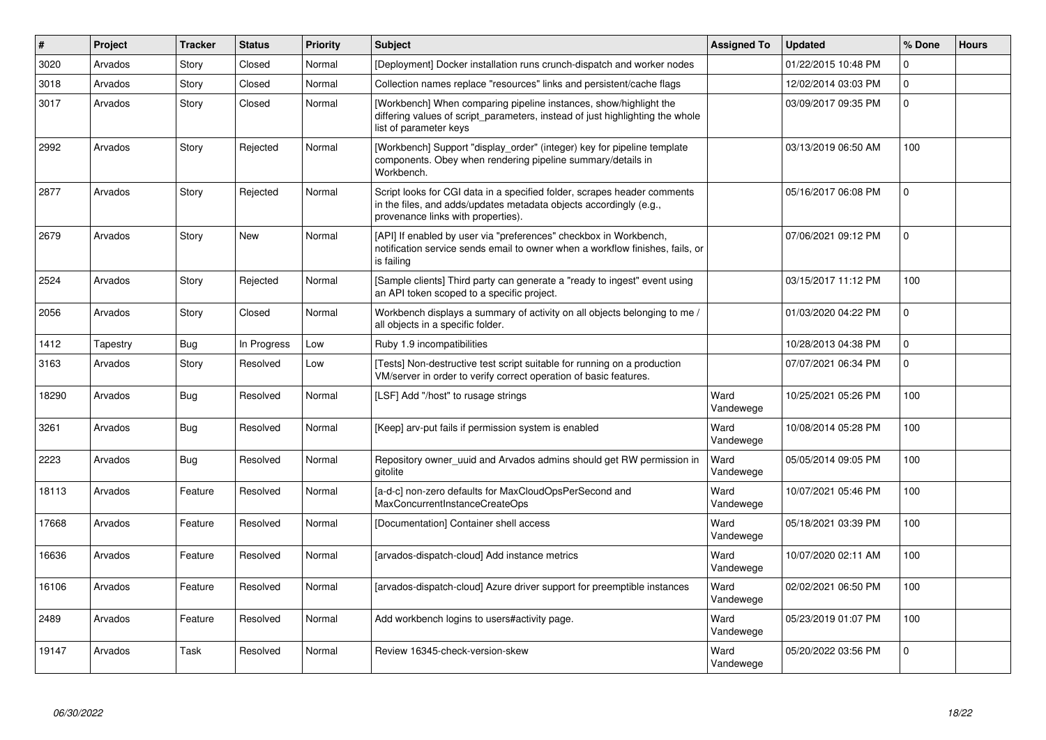| # | Project | Tracker | Status | Priority | Subject | Assigned To | Updated | % Done | Hours |
|---|---|---|---|---|---|---|---|---|---|
| 3020 | Arvados | Story | Closed | Normal | [Deployment] Docker installation runs crunch-dispatch and worker nodes | | 01/22/2015 10:48 PM | 0 | |
| 3018 | Arvados | Story | Closed | Normal | Collection names replace "resources" links and persistent/cache flags | | 12/02/2014 03:03 PM | 0 | |
| 3017 | Arvados | Story | Closed | Normal | [Workbench] When comparing pipeline instances, show/highlight the differing values of script_parameters, instead of just highlighting the whole list of parameter keys | | 03/09/2017 09:35 PM | 0 | |
| 2992 | Arvados | Story | Rejected | Normal | [Workbench] Support "display_order" (integer) key for pipeline template components. Obey when rendering pipeline summary/details in Workbench. | | 03/13/2019 06:50 AM | 100 | |
| 2877 | Arvados | Story | Rejected | Normal | Script looks for CGI data in a specified folder, scrapes header comments in the files, and adds/updates metadata objects accordingly (e.g., provenance links with properties). | | 05/16/2017 06:08 PM | 0 | |
| 2679 | Arvados | Story | New | Normal | [API] If enabled by user via "preferences" checkbox in Workbench, notification service sends email to owner when a workflow finishes, fails, or is failing | | 07/06/2021 09:12 PM | 0 | |
| 2524 | Arvados | Story | Rejected | Normal | [Sample clients] Third party can generate a "ready to ingest" event using an API token scoped to a specific project. | | 03/15/2017 11:12 PM | 100 | |
| 2056 | Arvados | Story | Closed | Normal | Workbench displays a summary of activity on all objects belonging to me / all objects in a specific folder. | | 01/03/2020 04:22 PM | 0 | |
| 1412 | Tapestry | Bug | In Progress | Low | Ruby 1.9 incompatibilities | | 10/28/2013 04:38 PM | 0 | |
| 3163 | Arvados | Story | Resolved | Low | [Tests] Non-destructive test script suitable for running on a production VM/server in order to verify correct operation of basic features. | | 07/07/2021 06:34 PM | 0 | |
| 18290 | Arvados | Bug | Resolved | Normal | [LSF] Add "/host" to rusage strings | Ward Vandewege | 10/25/2021 05:26 PM | 100 | |
| 3261 | Arvados | Bug | Resolved | Normal | [Keep] arv-put fails if permission system is enabled | Ward Vandewege | 10/08/2014 05:28 PM | 100 | |
| 2223 | Arvados | Bug | Resolved | Normal | Repository owner_uuid and Arvados admins should get RW permission in gitolite | Ward Vandewege | 05/05/2014 09:05 PM | 100 | |
| 18113 | Arvados | Feature | Resolved | Normal | [a-d-c] non-zero defaults for MaxCloudOpsPerSecond and MaxConcurrentInstanceCreateOps | Ward Vandewege | 10/07/2021 05:46 PM | 100 | |
| 17668 | Arvados | Feature | Resolved | Normal | [Documentation] Container shell access | Ward Vandewege | 05/18/2021 03:39 PM | 100 | |
| 16636 | Arvados | Feature | Resolved | Normal | [arvados-dispatch-cloud] Add instance metrics | Ward Vandewege | 10/07/2020 02:11 AM | 100 | |
| 16106 | Arvados | Feature | Resolved | Normal | [arvados-dispatch-cloud] Azure driver support for preemptible instances | Ward Vandewege | 02/02/2021 06:50 PM | 100 | |
| 2489 | Arvados | Feature | Resolved | Normal | Add workbench logins to users#activity page. | Ward Vandewege | 05/23/2019 01:07 PM | 100 | |
| 19147 | Arvados | Task | Resolved | Normal | Review 16345-check-version-skew | Ward Vandewege | 05/20/2022 03:56 PM | 0 | |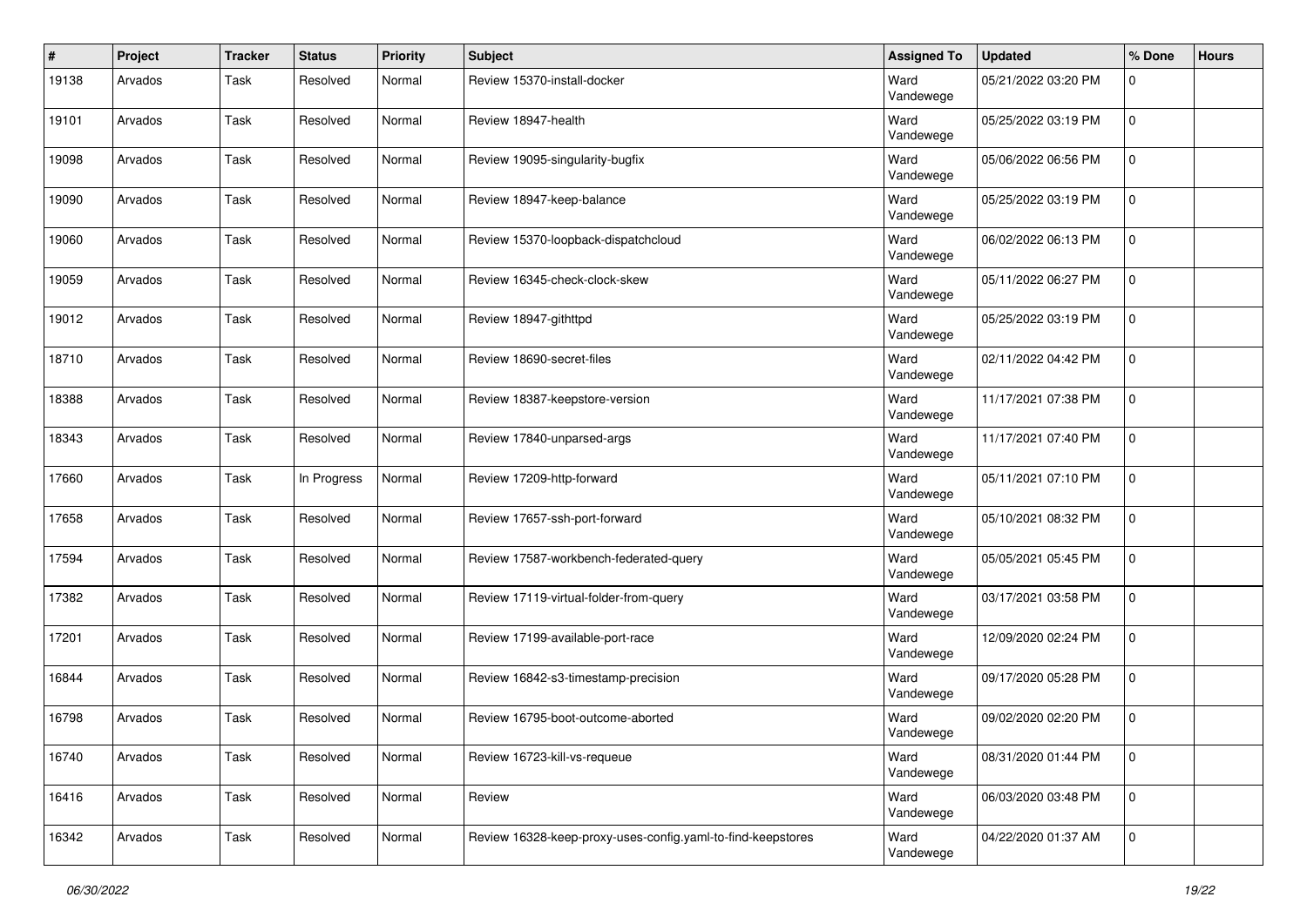| # | Project | Tracker | Status | Priority | Subject | Assigned To | Updated | % Done | Hours |
|---|---|---|---|---|---|---|---|---|---|
| 19138 | Arvados | Task | Resolved | Normal | Review 15370-install-docker | Ward Vandewege | 05/21/2022 03:20 PM | 0 | |
| 19101 | Arvados | Task | Resolved | Normal | Review 18947-health | Ward Vandewege | 05/25/2022 03:19 PM | 0 | |
| 19098 | Arvados | Task | Resolved | Normal | Review 19095-singularity-bugfix | Ward Vandewege | 05/06/2022 06:56 PM | 0 | |
| 19090 | Arvados | Task | Resolved | Normal | Review 18947-keep-balance | Ward Vandewege | 05/25/2022 03:19 PM | 0 | |
| 19060 | Arvados | Task | Resolved | Normal | Review 15370-loopback-dispatchcloud | Ward Vandewege | 06/02/2022 06:13 PM | 0 | |
| 19059 | Arvados | Task | Resolved | Normal | Review 16345-check-clock-skew | Ward Vandewege | 05/11/2022 06:27 PM | 0 | |
| 19012 | Arvados | Task | Resolved | Normal | Review 18947-githttpd | Ward Vandewege | 05/25/2022 03:19 PM | 0 | |
| 18710 | Arvados | Task | Resolved | Normal | Review 18690-secret-files | Ward Vandewege | 02/11/2022 04:42 PM | 0 | |
| 18388 | Arvados | Task | Resolved | Normal | Review 18387-keepstore-version | Ward Vandewege | 11/17/2021 07:38 PM | 0 | |
| 18343 | Arvados | Task | Resolved | Normal | Review 17840-unparsed-args | Ward Vandewege | 11/17/2021 07:40 PM | 0 | |
| 17660 | Arvados | Task | In Progress | Normal | Review 17209-http-forward | Ward Vandewege | 05/11/2021 07:10 PM | 0 | |
| 17658 | Arvados | Task | Resolved | Normal | Review 17657-ssh-port-forward | Ward Vandewege | 05/10/2021 08:32 PM | 0 | |
| 17594 | Arvados | Task | Resolved | Normal | Review 17587-workbench-federated-query | Ward Vandewege | 05/05/2021 05:45 PM | 0 | |
| 17382 | Arvados | Task | Resolved | Normal | Review 17119-virtual-folder-from-query | Ward Vandewege | 03/17/2021 03:58 PM | 0 | |
| 17201 | Arvados | Task | Resolved | Normal | Review 17199-available-port-race | Ward Vandewege | 12/09/2020 02:24 PM | 0 | |
| 16844 | Arvados | Task | Resolved | Normal | Review 16842-s3-timestamp-precision | Ward Vandewege | 09/17/2020 05:28 PM | 0 | |
| 16798 | Arvados | Task | Resolved | Normal | Review 16795-boot-outcome-aborted | Ward Vandewege | 09/02/2020 02:20 PM | 0 | |
| 16740 | Arvados | Task | Resolved | Normal | Review 16723-kill-vs-requeue | Ward Vandewege | 08/31/2020 01:44 PM | 0 | |
| 16416 | Arvados | Task | Resolved | Normal | Review | Ward Vandewege | 06/03/2020 03:48 PM | 0 | |
| 16342 | Arvados | Task | Resolved | Normal | Review 16328-keep-proxy-uses-config.yaml-to-find-keepstores | Ward Vandewege | 04/22/2020 01:37 AM | 0 | |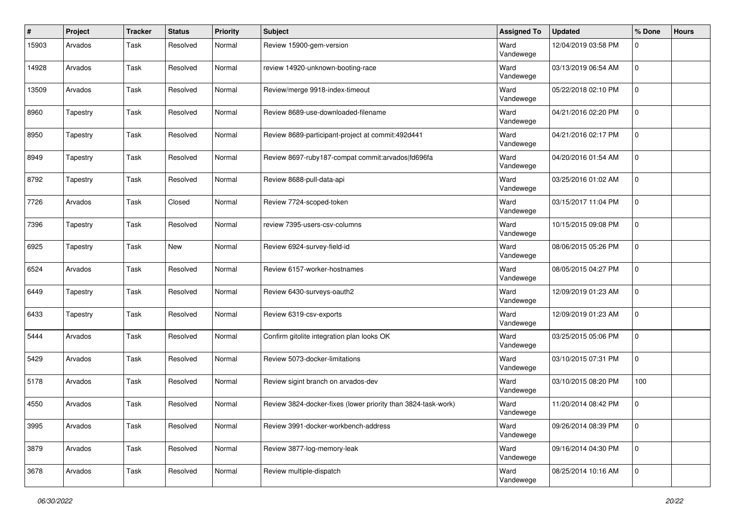| # | Project | Tracker | Status | Priority | Subject | Assigned To | Updated | % Done | Hours |
|---|---|---|---|---|---|---|---|---|---|
| 15903 | Arvados | Task | Resolved | Normal | Review 15900-gem-version | Ward Vandewege | 12/04/2019 03:58 PM | 0 | |
| 14928 | Arvados | Task | Resolved | Normal | review 14920-unknown-booting-race | Ward Vandewege | 03/13/2019 06:54 AM | 0 | |
| 13509 | Arvados | Task | Resolved | Normal | Review/merge 9918-index-timeout | Ward Vandewege | 05/22/2018 02:10 PM | 0 | |
| 8960 | Tapestry | Task | Resolved | Normal | Review 8689-use-downloaded-filename | Ward Vandewege | 04/21/2016 02:20 PM | 0 | |
| 8950 | Tapestry | Task | Resolved | Normal | Review 8689-participant-project at commit:492d441 | Ward Vandewege | 04/21/2016 02:17 PM | 0 | |
| 8949 | Tapestry | Task | Resolved | Normal | Review 8697-ruby187-compat commit:arvados\|fd696fa | Ward Vandewege | 04/20/2016 01:54 AM | 0 | |
| 8792 | Tapestry | Task | Resolved | Normal | Review 8688-pull-data-api | Ward Vandewege | 03/25/2016 01:02 AM | 0 | |
| 7726 | Arvados | Task | Closed | Normal | Review 7724-scoped-token | Ward Vandewege | 03/15/2017 11:04 PM | 0 | |
| 7396 | Tapestry | Task | Resolved | Normal | review 7395-users-csv-columns | Ward Vandewege | 10/15/2015 09:08 PM | 0 | |
| 6925 | Tapestry | Task | New | Normal | Review 6924-survey-field-id | Ward Vandewege | 08/06/2015 05:26 PM | 0 | |
| 6524 | Arvados | Task | Resolved | Normal | Review 6157-worker-hostnames | Ward Vandewege | 08/05/2015 04:27 PM | 0 | |
| 6449 | Tapestry | Task | Resolved | Normal | Review 6430-surveys-oauth2 | Ward Vandewege | 12/09/2019 01:23 AM | 0 | |
| 6433 | Tapestry | Task | Resolved | Normal | Review 6319-csv-exports | Ward Vandewege | 12/09/2019 01:23 AM | 0 | |
| 5444 | Arvados | Task | Resolved | Normal | Confirm gitolite integration plan looks OK | Ward Vandewege | 03/25/2015 05:06 PM | 0 | |
| 5429 | Arvados | Task | Resolved | Normal | Review 5073-docker-limitations | Ward Vandewege | 03/10/2015 07:31 PM | 0 | |
| 5178 | Arvados | Task | Resolved | Normal | Review sigint branch on arvados-dev | Ward Vandewege | 03/10/2015 08:20 PM | 100 | |
| 4550 | Arvados | Task | Resolved | Normal | Review 3824-docker-fixes (lower priority than 3824-task-work) | Ward Vandewege | 11/20/2014 08:42 PM | 0 | |
| 3995 | Arvados | Task | Resolved | Normal | Review 3991-docker-workbench-address | Ward Vandewege | 09/26/2014 08:39 PM | 0 | |
| 3879 | Arvados | Task | Resolved | Normal | Review 3877-log-memory-leak | Ward Vandewege | 09/16/2014 04:30 PM | 0 | |
| 3678 | Arvados | Task | Resolved | Normal | Review multiple-dispatch | Ward Vandewege | 08/25/2014 10:16 AM | 0 | |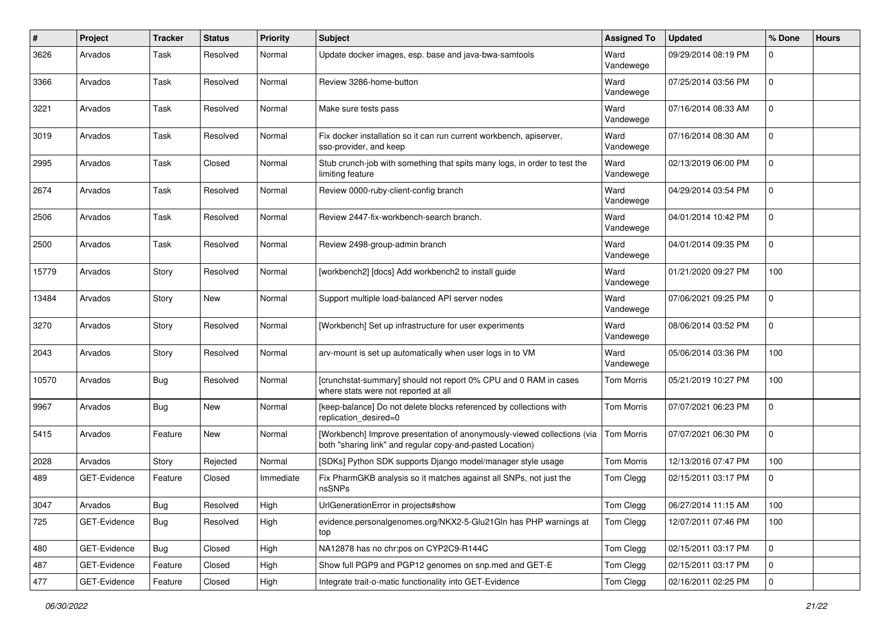| # | Project | Tracker | Status | Priority | Subject | Assigned To | Updated | % Done | Hours |
|---|---|---|---|---|---|---|---|---|---|
| 3626 | Arvados | Task | Resolved | Normal | Update docker images, esp. base and java-bwa-samtools | Ward Vandewege | 09/29/2014 08:19 PM | 0 | |
| 3366 | Arvados | Task | Resolved | Normal | Review 3286-home-button | Ward Vandewege | 07/25/2014 03:56 PM | 0 | |
| 3221 | Arvados | Task | Resolved | Normal | Make sure tests pass | Ward Vandewege | 07/16/2014 08:33 AM | 0 | |
| 3019 | Arvados | Task | Resolved | Normal | Fix docker installation so it can run current workbench, apiserver, sso-provider, and keep | Ward Vandewege | 07/16/2014 08:30 AM | 0 | |
| 2995 | Arvados | Task | Closed | Normal | Stub crunch-job with something that spits many logs, in order to test the limiting feature | Ward Vandewege | 02/13/2019 06:00 PM | 0 | |
| 2674 | Arvados | Task | Resolved | Normal | Review 0000-ruby-client-config branch | Ward Vandewege | 04/29/2014 03:54 PM | 0 | |
| 2506 | Arvados | Task | Resolved | Normal | Review 2447-fix-workbench-search branch. | Ward Vandewege | 04/01/2014 10:42 PM | 0 | |
| 2500 | Arvados | Task | Resolved | Normal | Review 2498-group-admin branch | Ward Vandewege | 04/01/2014 09:35 PM | 0 | |
| 15779 | Arvados | Story | Resolved | Normal | [workbench2] [docs] Add workbench2 to install guide | Ward Vandewege | 01/21/2020 09:27 PM | 100 | |
| 13484 | Arvados | Story | New | Normal | Support multiple load-balanced API server nodes | Ward Vandewege | 07/06/2021 09:25 PM | 0 | |
| 3270 | Arvados | Story | Resolved | Normal | [Workbench] Set up infrastructure for user experiments | Ward Vandewege | 08/06/2014 03:52 PM | 0 | |
| 2043 | Arvados | Story | Resolved | Normal | arv-mount is set up automatically when user logs in to VM | Ward Vandewege | 05/06/2014 03:36 PM | 100 | |
| 10570 | Arvados | Bug | Resolved | Normal | [crunchstat-summary] should not report 0% CPU and 0 RAM in cases where stats were not reported at all | Tom Morris | 05/21/2019 10:27 PM | 100 | |
| 9967 | Arvados | Bug | New | Normal | [keep-balance] Do not delete blocks referenced by collections with replication_desired=0 | Tom Morris | 07/07/2021 06:23 PM | 0 | |
| 5415 | Arvados | Feature | New | Normal | [Workbench] Improve presentation of anonymously-viewed collections (via both "sharing link" and regular copy-and-pasted Location) | Tom Morris | 07/07/2021 06:30 PM | 0 | |
| 2028 | Arvados | Story | Rejected | Normal | [SDKs] Python SDK supports Django model/manager style usage | Tom Morris | 12/13/2016 07:47 PM | 100 | |
| 489 | GET-Evidence | Feature | Closed | Immediate | Fix PharmGKB analysis so it matches against all SNPs, not just the nsSNPs | Tom Clegg | 02/15/2011 03:17 PM | 0 | |
| 3047 | Arvados | Bug | Resolved | High | UrlGenerationError in projects#show | Tom Clegg | 06/27/2014 11:15 AM | 100 | |
| 725 | GET-Evidence | Bug | Resolved | High | evidence.personalgenomes.org/NKX2-5-Glu21Gln has PHP warnings at top | Tom Clegg | 12/07/2011 07:46 PM | 100 | |
| 480 | GET-Evidence | Bug | Closed | High | NA12878 has no chr:pos on CYP2C9-R144C | Tom Clegg | 02/15/2011 03:17 PM | 0 | |
| 487 | GET-Evidence | Feature | Closed | High | Show full PGP9 and PGP12 genomes on snp.med and GET-E | Tom Clegg | 02/15/2011 03:17 PM | 0 | |
| 477 | GET-Evidence | Feature | Closed | High | Integrate trait-o-matic functionality into GET-Evidence | Tom Clegg | 02/16/2011 02:25 PM | 0 | |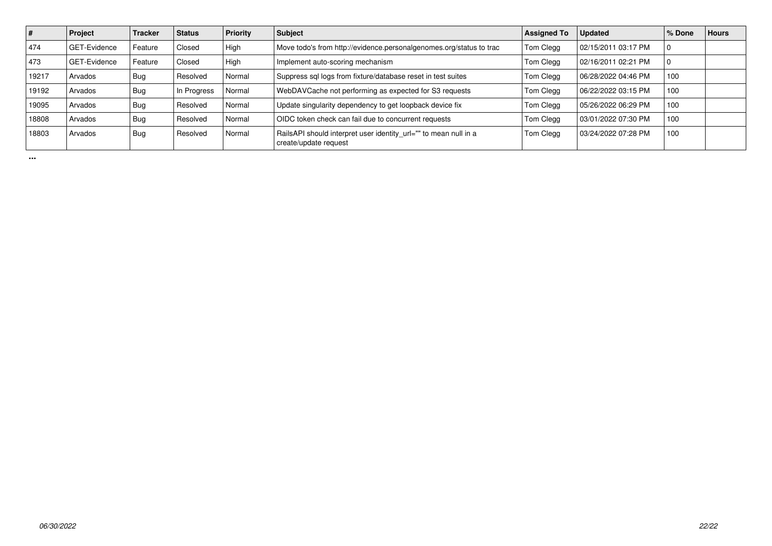| # | Project | Tracker | Status | Priority | Subject | Assigned To | Updated | % Done | Hours |
|---|---|---|---|---|---|---|---|---|---|
| 474 | GET-Evidence | Feature | Closed | High | Move todo's from http://evidence.personalgenomes.org/status to trac | Tom Clegg | 02/15/2011 03:17 PM | 0 | |
| 473 | GET-Evidence | Feature | Closed | High | Implement auto-scoring mechanism | Tom Clegg | 02/16/2011 02:21 PM | 0 | |
| 19217 | Arvados | Bug | Resolved | Normal | Suppress sql logs from fixture/database reset in test suites | Tom Clegg | 06/28/2022 04:46 PM | 100 | |
| 19192 | Arvados | Bug | In Progress | Normal | WebDAVCache not performing as expected for S3 requests | Tom Clegg | 06/22/2022 03:15 PM | 100 | |
| 19095 | Arvados | Bug | Resolved | Normal | Update singularity dependency to get loopback device fix | Tom Clegg | 05/26/2022 06:29 PM | 100 | |
| 18808 | Arvados | Bug | Resolved | Normal | OIDC token check can fail due to concurrent requests | Tom Clegg | 03/01/2022 07:30 PM | 100 | |
| 18803 | Arvados | Bug | Resolved | Normal | RailsAPI should interpret user identity_url="" to mean null in a create/update request | Tom Clegg | 03/24/2022 07:28 PM | 100 | |

...